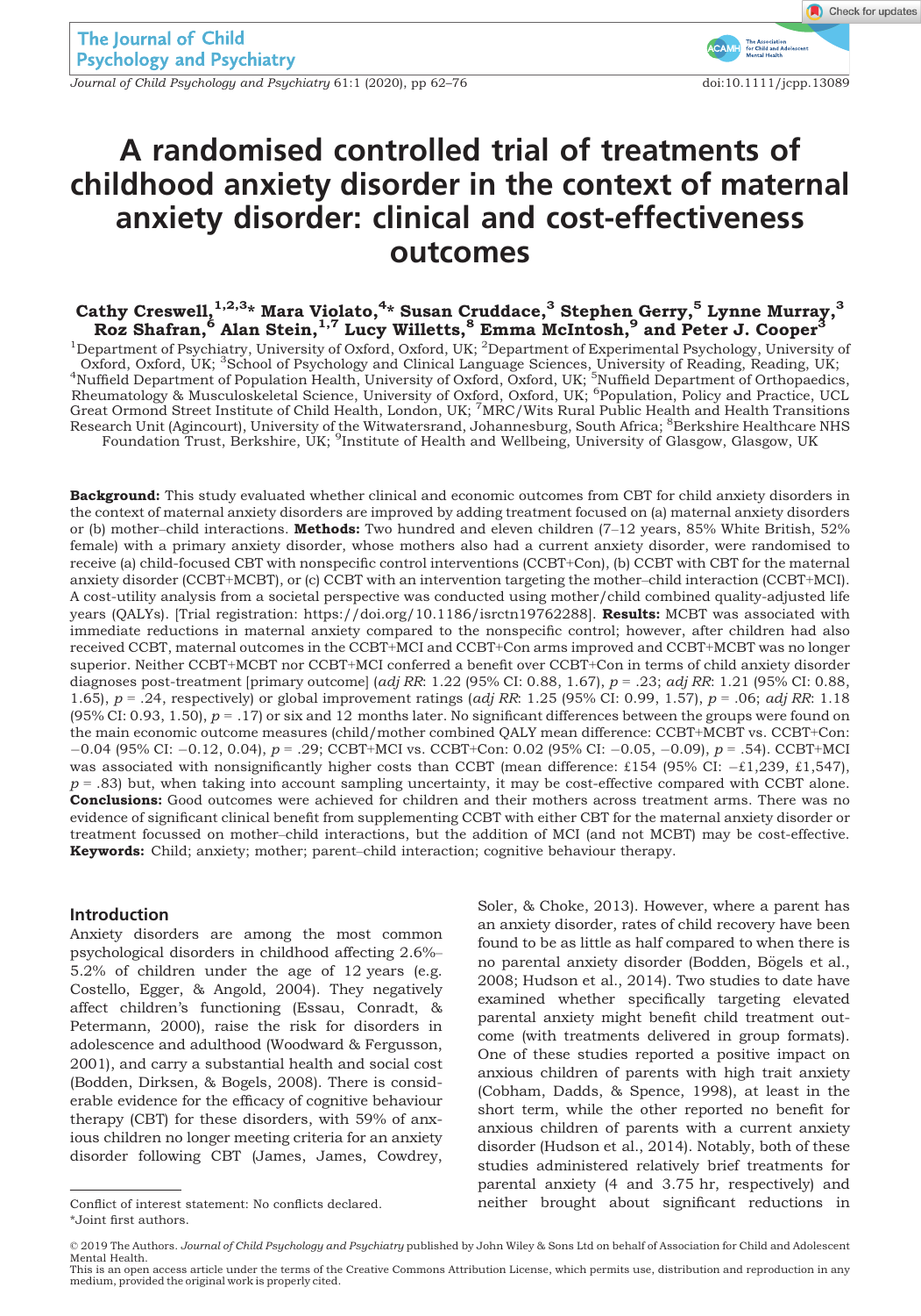# A randomised controlled trial of treatments of childhood anxiety disorder in the context of maternal anxiety disorder: clinical and cost-effectiveness outcomes

**Cathy Creswell,[1,2,3]\* Mara Violato,[4]\* Susan Cruddace,[3] Stephen Gerry,[5] Lynne Murray,[3] Roz Shafran,[6] Alan Stein,[1,7] Lucy Willetts,[8] Emma McIntosh,[9] and Peter J. Cooper[3]**

[1]Department of Psychiatry, University of Oxford, Oxford, UK; [2]Department of Experimental Psychology, University of Oxford, Oxford, UK; [3]School of Psychology and Clinical Language Sciences, University of Reading, Reading, UK; [4]Nuffield Department of Population Health, University of Oxford, Oxford, UK; [5]Nuffield Department of Orthopaedics, Rheumatology & Musculoskeletal Science, University of Oxford, Oxford, UK; [6]Population, Policy and Practice, UCL Great Ormond Street Institute of Child Health, London, UK; [7]MRC/Wits Rural Public Health and Health Transitions Research Unit (Agincourt), University of the Witwatersrand, Johannesburg, South Africa; [8]Berkshire Healthcare NHS Foundation Trust, Berkshire, UK; [9]Institute of Health and Wellbeing, University of Glasgow, Glasgow, UK

**Background:** This study evaluated whether clinical and economic outcomes from CBT for child anxiety disorders in the context of maternal anxiety disorders are improved by adding treatment focused on (a) maternal anxiety disorders or (b) mother–child interactions. **Methods:** Two hundred and eleven children (7–12 years, 85% White British, 52% female) with a primary anxiety disorder, whose mothers also had a current anxiety disorder, were randomised to receive (a) child-focused CBT with nonspecific control interventions (CCBT+Con), (b) CCBT with CBT for the maternal anxiety disorder (CCBT+MCBT), or (c) CCBT with an intervention targeting the mother–child interaction (CCBT+MCI). A cost-utility analysis from a societal perspective was conducted using mother/child combined quality-adjusted life years (QALYs). [Trial registration: https://doi.org/10.1186/isrctn19762288]. **Results:** MCBT was associated with immediate reductions in maternal anxiety compared to the nonspecific control; however, after children had also received CCBT, maternal outcomes in the CCBT+MCI and CCBT+Con arms improved and CCBT+MCBT was no longer superior. Neither CCBT+MCBT nor CCBT+MCI conferred a benefit over CCBT+Con in terms of child anxiety disorder diagnoses post-treatment [primary outcome] (*adj RR*: 1.22 (95% CI: 0.88, 1.67), $p = .23$; *adj RR*: 1.21 (95% CI: 0.88, 1.65), $p = .24$, respectively) or global improvement ratings (*adj RR*: 1.25 (95% CI: 0.99, 1.57), $p = .06$; *adj RR*: 1.18 (95% CI: 0.93, 1.50), $p = .17$) or six and 12 months later. No significant differences between the groups were found on the main economic outcome measures (child/mother combined QALY mean difference: CCBT+MCBT vs. CCBT+Con: −0.04 (95% CI: −0.12, 0.04), $p = .29$; CCBT+MCI vs. CCBT+Con: 0.02 (95% CI: −0.05, −0.09), $p = .54$). CCBT+MCI was associated with nonsignificantly higher costs than CCBT (mean difference: £154 (95% CI: −£1,239, £1,547), $p = .83$) but, when taking into account sampling uncertainty, it may be cost-effective compared with CCBT alone. **Conclusions:** Good outcomes were achieved for children and their mothers across treatment arms. There was no evidence of significant clinical benefit from supplementing CCBT with either CBT for the maternal anxiety disorder or treatment focussed on mother–child interactions, but the addition of MCI (and not MCBT) may be cost-effective. **Keywords:** Child; anxiety; mother; parent–child interaction; cognitive behaviour therapy.

## Introduction

Anxiety disorders are among the most common psychological disorders in childhood affecting 2.6%–5.2% of children under the age of 12 years (e.g. Costello, Egger, & Angold, 2004). They negatively affect children's functioning (Essau, Conradt, & Petermann, 2000), raise the risk for disorders in adolescence and adulthood (Woodward & Fergusson, 2001), and carry a substantial health and social cost (Bodden, Dirksen, & Bogels, 2008). There is considerable evidence for the efficacy of cognitive behaviour therapy (CBT) for these disorders, with 59% of anxious children no longer meeting criteria for an anxiety disorder following CBT (James, James, Cowdrey, Soler, & Choke, 2013). However, where a parent has an anxiety disorder, rates of child recovery have been found to be as little as half compared to when there is no parental anxiety disorder (Bodden, Bögels et al., 2008; Hudson et al., 2014). Two studies to date have examined whether specifically targeting elevated parental anxiety might benefit child treatment outcome (with treatments delivered in group formats). One of these studies reported a positive impact on anxious children of parents with high trait anxiety (Cobham, Dadds, & Spence, 1998), at least in the short term, while the other reported no benefit for anxious children of parents with a current anxiety disorder (Hudson et al., 2014). Notably, both of these studies administered relatively brief treatments for parental anxiety (4 and 3.75 hr, respectively) and neither brought about significant reductions in

Conflict of interest statement: No conflicts declared.

\*Joint first authors.

© 2019 The Authors. *Journal of Child Psychology and Psychiatry* published by John Wiley & Sons Ltd on behalf of Association for Child and Adolescent Mental Health.

This is an open access article under the terms of the Creative Commons Attribution License, which permits use, distribution and reproduction in any medium, provided the original work is properly cited.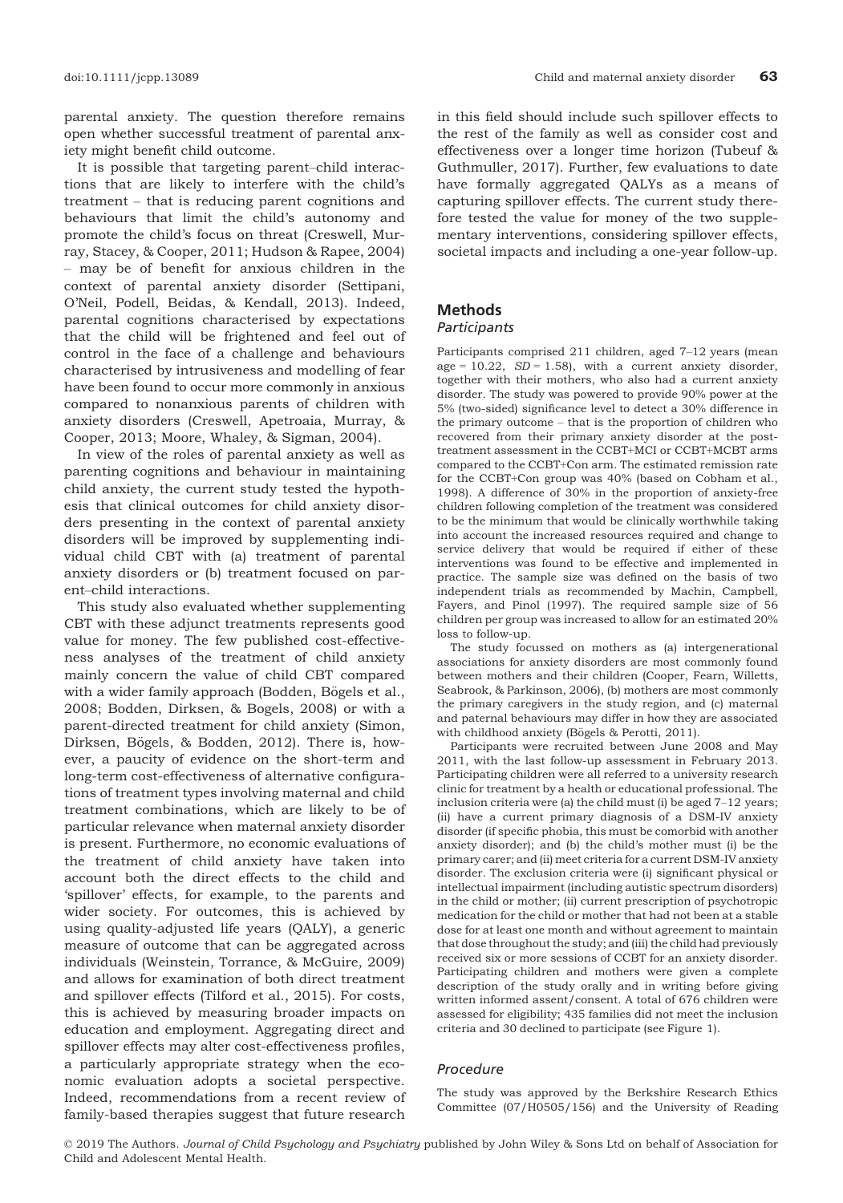parental anxiety. The question therefore remains open whether successful treatment of parental anxiety might benefit child outcome.

It is possible that targeting parent–child interactions that are likely to interfere with the child's treatment – that is reducing parent cognitions and behaviours that limit the child's autonomy and promote the child's focus on threat (Creswell, Murray, Stacey, & Cooper, 2011; Hudson & Rapee, 2004) – may be of benefit for anxious children in the context of parental anxiety disorder (Settipani, O'Neil, Podell, Beidas, & Kendall, 2013). Indeed, parental cognitions characterised by expectations that the child will be frightened and feel out of control in the face of a challenge and behaviours characterised by intrusiveness and modelling of fear have been found to occur more commonly in anxious compared to nonanxious parents of children with anxiety disorders (Creswell, Apetroaia, Murray, & Cooper, 2013; Moore, Whaley, & Sigman, 2004).

In view of the roles of parental anxiety as well as parenting cognitions and behaviour in maintaining child anxiety, the current study tested the hypothesis that clinical outcomes for child anxiety disorders presenting in the context of parental anxiety disorders will be improved by supplementing individual child CBT with (a) treatment of parental anxiety disorders or (b) treatment focused on parent–child interactions.

This study also evaluated whether supplementing CBT with these adjunct treatments represents good value for money. The few published cost-effectiveness analyses of the treatment of child anxiety mainly concern the value of child CBT compared with a wider family approach (Bodden, Bögels et al., 2008; Bodden, Dirksen, & Bogels, 2008) or with a parent-directed treatment for child anxiety (Simon, Dirksen, Bögels, & Bodden, 2012). There is, however, a paucity of evidence on the short-term and long-term cost-effectiveness of alternative configurations of treatment types involving maternal and child treatment combinations, which are likely to be of particular relevance when maternal anxiety disorder is present. Furthermore, no economic evaluations of the treatment of child anxiety have taken into account both the direct effects to the child and 'spillover' effects, for example, to the parents and wider society. For outcomes, this is achieved by using quality-adjusted life years (QALY), a generic measure of outcome that can be aggregated across individuals (Weinstein, Torrance, & McGuire, 2009) and allows for examination of both direct treatment and spillover effects (Tilford et al., 2015). For costs, this is achieved by measuring broader impacts on education and employment. Aggregating direct and spillover effects may alter cost-effectiveness profiles, a particularly appropriate strategy when the economic evaluation adopts a societal perspective. Indeed, recommendations from a recent review of family-based therapies suggest that future research in this field should include such spillover effects to the rest of the family as well as consider cost and effectiveness over a longer time horizon (Tubeuf & Guthmuller, 2017). Further, few evaluations to date have formally aggregated QALYs as a means of capturing spillover effects. The current study therefore tested the value for money of the two supplementary interventions, considering spillover effects, societal impacts and including a one-year follow-up.

## Methods

### Participants

Participants comprised 211 children, aged 7–12 years (mean age = 10.22, *SD* = 1.58), with a current anxiety disorder, together with their mothers, who also had a current anxiety disorder. The study was powered to provide 90% power at the 5% (two-sided) significance level to detect a 30% difference in the primary outcome – that is the proportion of children who recovered from their primary anxiety disorder at the post-treatment assessment in the CCBT+MCI or CCBT+MCBT arms compared to the CCBT+Con arm. The estimated remission rate for the CCBT+Con group was 40% (based on Cobham et al., 1998). A difference of 30% in the proportion of anxiety-free children following completion of the treatment was considered to be the minimum that would be clinically worthwhile taking into account the increased resources required and change to service delivery that would be required if either of these interventions was found to be effective and implemented in practice. The sample size was defined on the basis of two independent trials as recommended by Machin, Campbell, Fayers, and Pinol (1997). The required sample size of 56 children per group was increased to allow for an estimated 20% loss to follow-up.

The study focussed on mothers as (a) intergenerational associations for anxiety disorders are most commonly found between mothers and their children (Cooper, Fearn, Willetts, Seabrook, & Parkinson, 2006), (b) mothers are most commonly the primary caregivers in the study region, and (c) maternal and paternal behaviours may differ in how they are associated with childhood anxiety (Bögels & Perotti, 2011).

Participants were recruited between June 2008 and May 2011, with the last follow-up assessment in February 2013. Participating children were all referred to a university research clinic for treatment by a health or educational professional. The inclusion criteria were (a) the child must (i) be aged 7–12 years; (ii) have a current primary diagnosis of a DSM-IV anxiety disorder (if specific phobia, this must be comorbid with another anxiety disorder); and (b) the child's mother must (i) be the primary carer; and (ii) meet criteria for a current DSM-IV anxiety disorder. The exclusion criteria were (i) significant physical or intellectual impairment (including autistic spectrum disorders) in the child or mother; (ii) current prescription of psychotropic medication for the child or mother that had not been at a stable dose for at least one month and without agreement to maintain that dose throughout the study; and (iii) the child had previously received six or more sessions of CCBT for an anxiety disorder. Participating children and mothers were given a complete description of the study orally and in writing before giving written informed assent/consent. A total of 676 children were assessed for eligibility; 435 families did not meet the inclusion criteria and 30 declined to participate (see Figure 1).

### Procedure

The study was approved by the Berkshire Research Ethics Committee (07/H0505/156) and the University of Reading

© 2019 The Authors. *Journal of Child Psychology and Psychiatry* published by John Wiley & Sons Ltd on behalf of Association for Child and Adolescent Mental Health.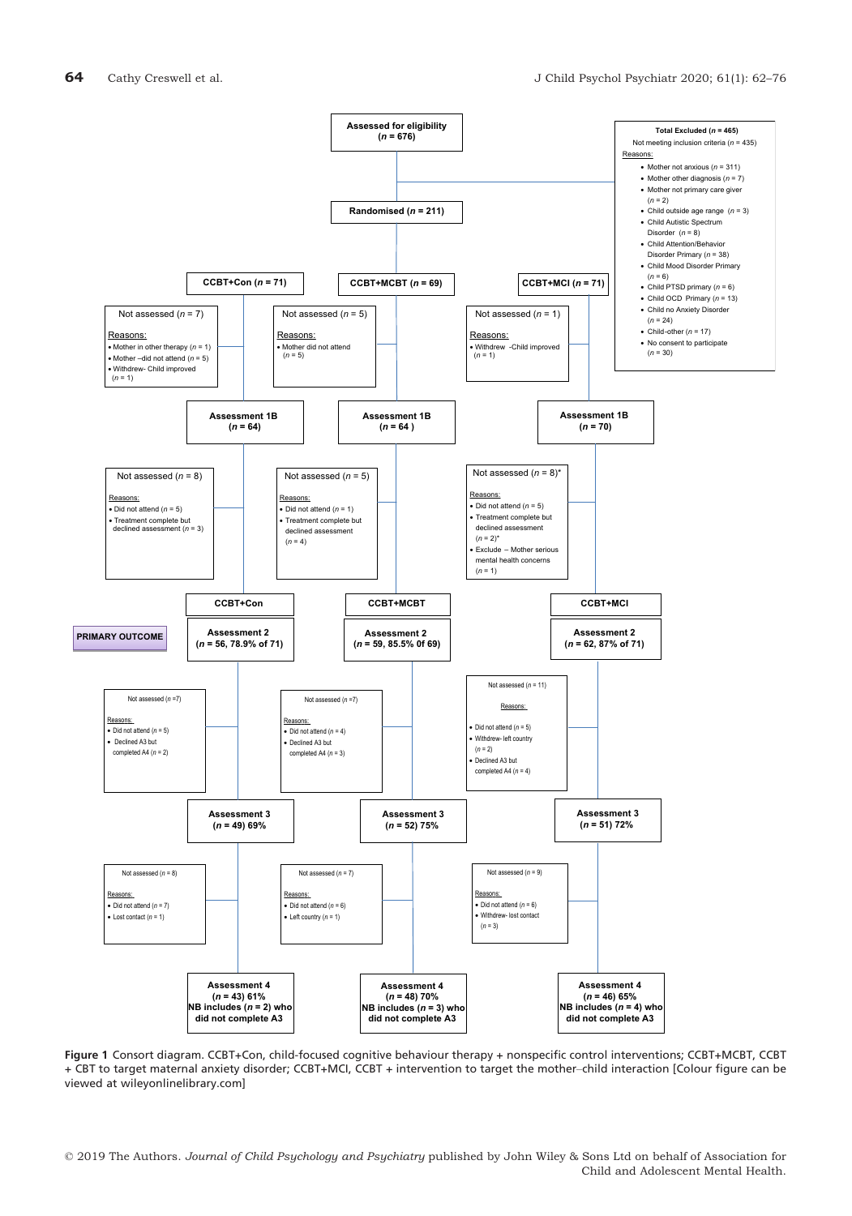**Assessed for eligibility (n = 676)**

**Total Excluded (n = 465)**

Not meeting inclusion criteria (n = 435)

Reasons:

- Mother not anxious (n = 311)
- Mother other diagnosis (n = 7)
- Mother not primary care giver (n = 2)
- Child outside age range (n = 3)
- Child Autistic Spectrum Disorder (n = 8)
- Child Attention/Behavior Disorder Primary (n = 38)
- Child Mood Disorder Primary (n = 6)
- Child PTSD primary (n = 6)
- Child OCD Primary (n = 13)
- Child no Anxiety Disorder (n = 24)
- Child-other (n = 17)
- No consent to participate (n = 30)

**Randomised (n = 211)**

| | CCBT+Con (n = 71) | CCBT+MCBT (n = 69) | CCBT+MCI (n = 71) |
|---|---|---|---|
| Not assessed | Not assessed (n = 7)<br>Reasons:<br>• Mother in other therapy (n = 1)<br>• Mother –did not attend (n = 5)<br>• Withdrew- Child improved (n = 1) | Not assessed (n = 5)<br>Reasons:<br>• Mother did not attend (n = 5) | Not assessed (n = 1)<br>Reasons:<br>• Withdrew -Child improved (n = 1) |
| **Assessment 1B** | **(n = 64)** | **(n = 64 )** | **(n = 70)** |
| Not assessed | Not assessed (n = 8)<br>Reasons:<br>• Did not attend (n = 5)<br>• Treatment complete but declined assessment (n = 3) | Not assessed (n = 5)<br>Reasons:<br>• Did not attend (n = 1)<br>• Treatment complete but declined assessment (n = 4) | Not assessed (n = 8)*<br>Reasons:<br>• Did not attend (n = 5)<br>• Treatment complete but declined assessment (n = 2)*<br>• Exclude – Mother serious mental health concerns (n = 1) |
| | **CCBT+Con** | **CCBT+MCBT** | **CCBT+MCI** |
| **PRIMARY OUTCOME** — **Assessment 2** | **(n = 56, 78.9% of 71)** | **(n = 59, 85.5% 0f 69)** | **(n = 62, 87% of 71)** |
| Not assessed | Not assessed (n =7)<br>Reasons:<br>• Did not attend (n = 5)<br>• Declined A3 but completed A4 (n = 2) | Not assessed (n =7)<br>Reasons:<br>• Did not attend (n = 4)<br>• Declined A3 but completed A4 (n = 3) | Not assessed (n = 11)<br>Reasons:<br>• Did not attend (n = 5)<br>• Withdrew- left country (n = 2)<br>• Declined A3 but completed A4 (n = 4) |
| **Assessment 3** | **(n = 49) 69%** | **(n = 52) 75%** | **(n = 51) 72%** |
| Not assessed | Not assessed (n = 8)<br>Reasons:<br>• Did not attend (n = 7)<br>• Lost contact (n = 1) | Not assessed (n = 7)<br>Reasons:<br>• Did not attend (n = 6)<br>• Left country (n = 1) | Not assessed (n = 9)<br>Reasons:<br>• Did not attend (n = 6)<br>• Withdrew- lost contact (n = 3) |
| **Assessment 4** | **(n = 43) 61%<br>NB includes (n = 2) who did not complete A3** | **(n = 48) 70%<br>NB includes (n = 3) who did not complete A3** | **(n = 46) 65%<br>NB includes (n = 4) who did not complete A3** |

**Figure 1** Consort diagram. CCBT+Con, child-focused cognitive behaviour therapy + nonspecific control interventions; CCBT+MCBT, CCBT + CBT to target maternal anxiety disorder; CCBT+MCI, CCBT + intervention to target the mother–child interaction [Colour figure can be viewed at wileyonlinelibrary.com]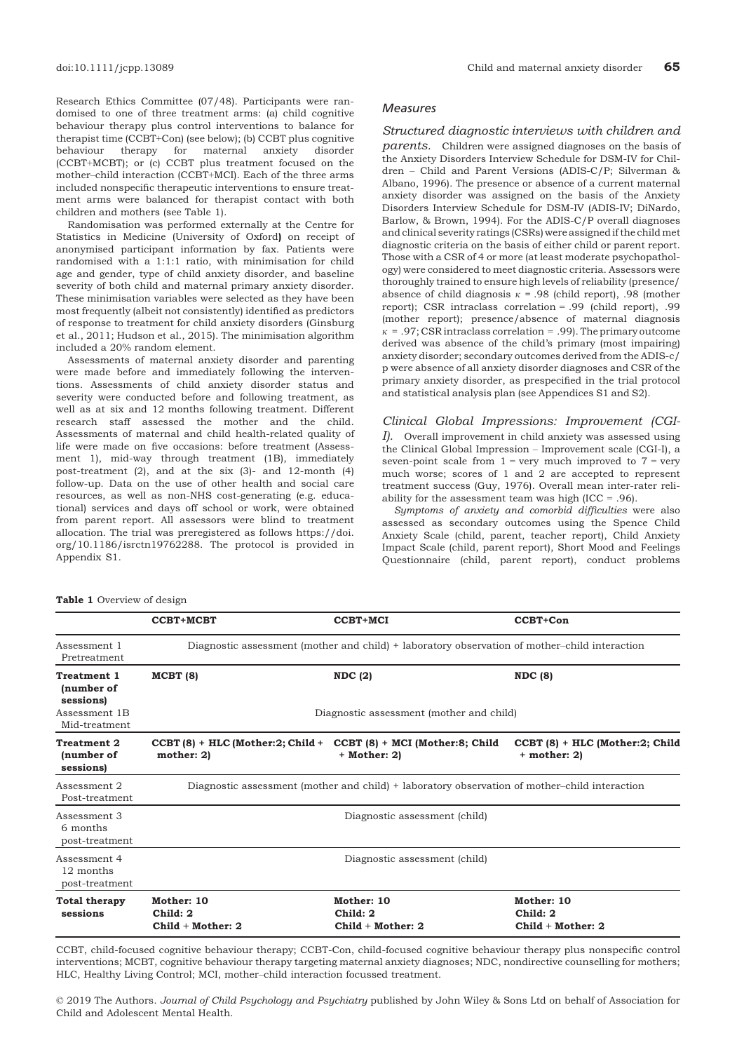Research Ethics Committee (07/48). Participants were randomised to one of three treatment arms: (a) child cognitive behaviour therapy plus control interventions to balance for therapist time (CCBT+Con) (see below); (b) CCBT plus cognitive behaviour therapy for maternal anxiety disorder (CCBT+MCBT); or (c) CCBT plus treatment focused on the mother–child interaction (CCBT+MCI). Each of the three arms included nonspecific therapeutic interventions to ensure treatment arms were balanced for therapist contact with both children and mothers (see Table 1).

Randomisation was performed externally at the Centre for Statistics in Medicine (University of Oxford) on receipt of anonymised participant information by fax. Patients were randomised with a 1:1:1 ratio, with minimisation for child age and gender, type of child anxiety disorder, and baseline severity of both child and maternal primary anxiety disorder. These minimisation variables were selected as they have been most frequently (albeit not consistently) identified as predictors of response to treatment for child anxiety disorders (Ginsburg et al., 2011; Hudson et al., 2015). The minimisation algorithm included a 20% random element.

Assessments of maternal anxiety disorder and parenting were made before and immediately following the interventions. Assessments of child anxiety disorder status and severity were conducted before and following treatment, as well as at six and 12 months following treatment. Different research staff assessed the mother and the child. Assessments of maternal and child health-related quality of life were made on five occasions: before treatment (Assessment 1), mid-way through treatment (1B), immediately post-treatment (2), and at the six (3)- and 12-month (4) follow-up. Data on the use of other health and social care resources, as well as non-NHS cost-generating (e.g. educational) services and days off school or work, were obtained from parent report. All assessors were blind to treatment allocation. The trial was preregistered as follows https://doi.org/10.1186/isrctn19762288. The protocol is provided in Appendix S1.

### Measures

*Structured diagnostic interviews with children and parents.* Children were assigned diagnoses on the basis of the Anxiety Disorders Interview Schedule for DSM-IV for Children – Child and Parent Versions (ADIS-C/P; Silverman & Albano, 1996). The presence or absence of a current maternal anxiety disorder was assigned on the basis of the Anxiety Disorders Interview Schedule for DSM-IV (ADIS-IV; DiNardo, Barlow, & Brown, 1994). For the ADIS-C/P overall diagnoses and clinical severity ratings (CSRs) were assigned if the child met diagnostic criteria on the basis of either child or parent report. Those with a CSR of 4 or more (at least moderate psychopathology) were considered to meet diagnostic criteria. Assessors were thoroughly trained to ensure high levels of reliability (presence/absence of child diagnosis $\kappa$ = .98 (child report), .98 (mother report); CSR intraclass correlation = .99 (child report), .99 (mother report); presence/absence of maternal diagnosis $\kappa$ = .97; CSR intraclass correlation = .99). The primary outcome derived was absence of the child's primary (most impairing) anxiety disorder; secondary outcomes derived from the ADIS-c/p were absence of all anxiety disorder diagnoses and CSR of the primary anxiety disorder, as prespecified in the trial protocol and statistical analysis plan (see Appendices S1 and S2).

*Clinical Global Impressions: Improvement (CGI-I).* Overall improvement in child anxiety was assessed using the Clinical Global Impression – Improvement scale (CGI-I), a seven-point scale from 1 = very much improved to 7 = very much worse; scores of 1 and 2 are accepted to represent treatment success (Guy, 1976). Overall mean inter-rater reliability for the assessment team was high (ICC = .96).

*Symptoms of anxiety and comorbid difficulties* were also assessed as secondary outcomes using the Spence Child Anxiety Scale (child, parent, teacher report), Child Anxiety Impact Scale (child, parent report), Short Mood and Feelings Questionnaire (child, parent report), conduct problems

**Table 1** Overview of design

| | **CCBT+MCBT** | **CCBT+MCI** | **CCBT+Con** |
|---|---|---|---|
| Assessment 1 Pretreatment | Diagnostic assessment (mother and child) + laboratory observation of mother–child interaction | | |
| **Treatment 1 (number of sessions)** | **MCBT (8)** | **NDC (2)** | **NDC (8)** |
| Assessment 1B Mid-treatment | Diagnostic assessment (mother and child) | | |
| **Treatment 2 (number of sessions)** | **CCBT (8) + HLC (Mother:2; Child + mother: 2)** | **CCBT (8) + MCI (Mother:8; Child + Mother: 2)** | **CCBT (8) + HLC (Mother:2; Child + mother: 2)** |
| Assessment 2 Post-treatment | Diagnostic assessment (mother and child) + laboratory observation of mother–child interaction | | |
| Assessment 3 6 months post-treatment | Diagnostic assessment (child) | | |
| Assessment 4 12 months post-treatment | Diagnostic assessment (child) | | |
| **Total therapy sessions** | **Mother: 10 Child: 2 Child + Mother: 2** | **Mother: 10 Child: 2 Child + Mother: 2** | **Mother: 10 Child: 2 Child + Mother: 2** |

CCBT, child-focused cognitive behaviour therapy; CCBT-Con, child-focused cognitive behaviour therapy plus nonspecific control interventions; MCBT, cognitive behaviour therapy targeting maternal anxiety diagnoses; NDC, nondirective counselling for mothers; HLC, Healthy Living Control; MCI, mother–child interaction focussed treatment.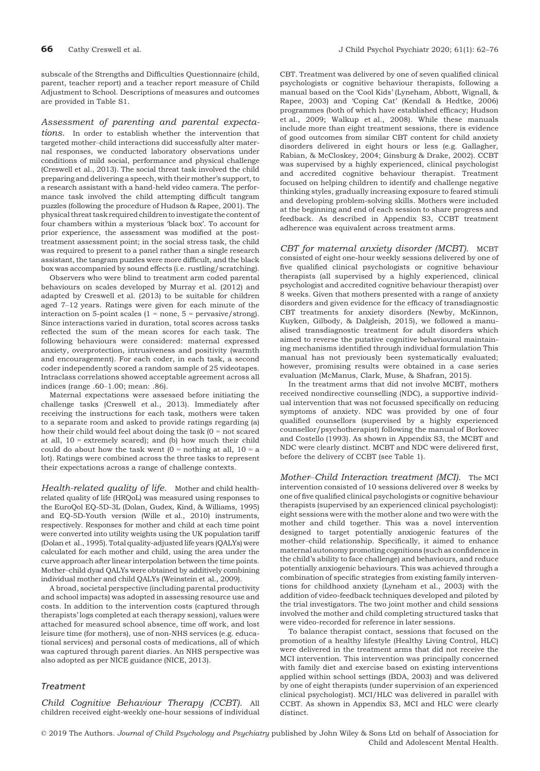subscale of the Strengths and Difficulties Questionnaire (child, parent, teacher report) and a teacher report measure of Child Adjustment to School. Descriptions of measures and outcomes are provided in Table S1.

*Assessment of parenting and parental expectations.* In order to establish whether the intervention that targeted mother–child interactions did successfully alter maternal responses, we conducted laboratory observations under conditions of mild social, performance and physical challenge (Creswell et al., 2013). The social threat task involved the child preparing and delivering a speech, with their mother's support, to a research assistant with a hand-held video camera. The performance task involved the child attempting difficult tangram puzzles (following the procedure of Hudson & Rapee, 2001). The physical threat task required children to investigate the content of four chambers within a mysterious 'black box'. To account for prior experience, the assessment was modified at the post-treatment assessment point; in the social stress task, the child was required to present to a panel rather than a single research assistant, the tangram puzzles were more difficult, and the black box was accompanied by sound effects (i.e. rustling/scratching).

Observers who were blind to treatment arm coded parental behaviours on scales developed by Murray et al. (2012) and adapted by Creswell et al. (2013) to be suitable for children aged 7–12 years. Ratings were given for each minute of the interaction on 5-point scales (1 = none, 5 = pervasive/strong). Since interactions varied in duration, total scores across tasks reflected the sum of the mean scores for each task. The following behaviours were considered: maternal expressed anxiety, overprotection, intrusiveness and positivity (warmth and encouragement). For each coder, in each task, a second coder independently scored a random sample of 25 videotapes. Intraclass correlations showed acceptable agreement across all indices (range .60–1.00; mean: .86).

Maternal expectations were assessed before initiating the challenge tasks (Creswell et al., 2013). Immediately after receiving the instructions for each task, mothers were taken to a separate room and asked to provide ratings regarding (a) how their child would feel about doing the task (0 = not scared at all, 10 = extremely scared); and (b) how much their child could do about how the task went (0 = nothing at all, 10 = a lot). Ratings were combined across the three tasks to represent their expectations across a range of challenge contexts.

*Health-related quality of life.* Mother and child health-related quality of life (HRQoL) was measured using responses to the EuroQol EQ-5D-3L (Dolan, Gudex, Kind, & Williams, 1995) and EQ-5D-Youth version (Wille et al., 2010) instruments, respectively. Responses for mother and child at each time point were converted into utility weights using the UK population tariff (Dolan et al., 1995). Total quality-adjusted life years (QALYs) were calculated for each mother and child, using the area under the curve approach after linear interpolation between the time points. Mother–child dyad QALYs were obtained by additively combining individual mother and child QALYs (Weinstein et al., 2009).

A broad, societal perspective (including parental productivity and school impacts) was adopted in assessing resource use and costs. In addition to the intervention costs (captured through therapists' logs completed at each therapy session), values were attached for measured school absence, time off work, and lost leisure time (for mothers), use of non-NHS services (e.g. educational services) and personal costs of medications, all of which was captured through parent diaries. An NHS perspective was also adopted as per NICE guidance (NICE, 2013).

## Treatment

*Child Cognitive Behaviour Therapy (CCBT).* All children received eight-weekly one-hour sessions of individual CBT. Treatment was delivered by one of seven qualified clinical psychologists or cognitive behaviour therapists, following a manual based on the 'Cool Kids' (Lyneham, Abbott, Wignall, & Rapee, 2003) and 'Coping Cat' (Kendall & Hedtke, 2006) programmes (both of which have established efficacy; Hudson et al., 2009; Walkup et al., 2008). While these manuals include more than eight treatment sessions, there is evidence of good outcomes from similar CBT content for child anxiety disorders delivered in eight hours or less (e.g. Gallagher, Rabian, & McCloskey, 2004; Ginsburg & Drake, 2002). CCBT was supervised by a highly experienced, clinical psychologist and accredited cognitive behaviour therapist. Treatment focused on helping children to identify and challenge negative thinking styles, gradually increasing exposure to feared stimuli and developing problem-solving skills. Mothers were included at the beginning and end of each session to share progress and feedback. As described in Appendix S3, CCBT treatment adherence was equivalent across treatment arms.

*CBT for maternal anxiety disorder (MCBT).* MCBT consisted of eight one-hour weekly sessions delivered by one of five qualified clinical psychologists or cognitive behaviour therapists (all supervised by a highly experienced, clinical psychologist and accredited cognitive behaviour therapist) over 8 weeks. Given that mothers presented with a range of anxiety disorders and given evidence for the efficacy of transdiagnostic CBT treatments for anxiety disorders (Newby, McKinnon, Kuyken, Gilbody, & Dalgleish, 2015), we followed a manualised transdiagnostic treatment for adult disorders which aimed to reverse the putative cognitive behavioural maintaining mechanisms identified through individual formulation This manual has not previously been systematically evaluated; however, promising results were obtained in a case series evaluation (McManus, Clark, Muse, & Shafran, 2015).

In the treatment arms that did not involve MCBT, mothers received nondirective counselling (NDC), a supportive individual intervention that was not focussed specifically on reducing symptoms of anxiety. NDC was provided by one of four qualified counsellors (supervised by a highly experienced counsellor/psychotherapist) following the manual of Borkovec and Costello (1993). As shown in Appendix S3, the MCBT and NDC were clearly distinct. MCBT and NDC were delivered first, before the delivery of CCBT (see Table 1).

*Mother–Child Interaction treatment (MCI).* The MCI intervention consisted of 10 sessions delivered over 8 weeks by one of five qualified clinical psychologists or cognitive behaviour therapists (supervised by an experienced clinical psychologist): eight sessions were with the mother alone and two were with the mother and child together. This was a novel intervention designed to target potentially anxiogenic features of the mother–child relationship. Specifically, it aimed to enhance maternal autonomy promoting cognitions (such as confidence in the child's ability to face challenge) and behaviours, and reduce potentially anxiogenic behaviours. This was achieved through a combination of specific strategies from existing family interventions for childhood anxiety (Lyneham et al., 2003) with the addition of video-feedback techniques developed and piloted by the trial investigators. The two joint mother and child sessions involved the mother and child completing structured tasks that were video-recorded for reference in later sessions.

To balance therapist contact, sessions that focused on the promotion of a healthy lifestyle (Healthy Living Control, HLC) were delivered in the treatment arms that did not receive the MCI intervention. This intervention was principally concerned with family diet and exercise based on existing interventions applied within school settings (BDA, 2003) and was delivered by one of eight therapists (under supervision of an experienced clinical psychologist). MCI/HLC was delivered in parallel with CCBT. As shown in Appendix S3, MCI and HLC were clearly distinct.

© 2019 The Authors. *Journal of Child Psychology and Psychiatry* published by John Wiley & Sons Ltd on behalf of Association for Child and Adolescent Mental Health.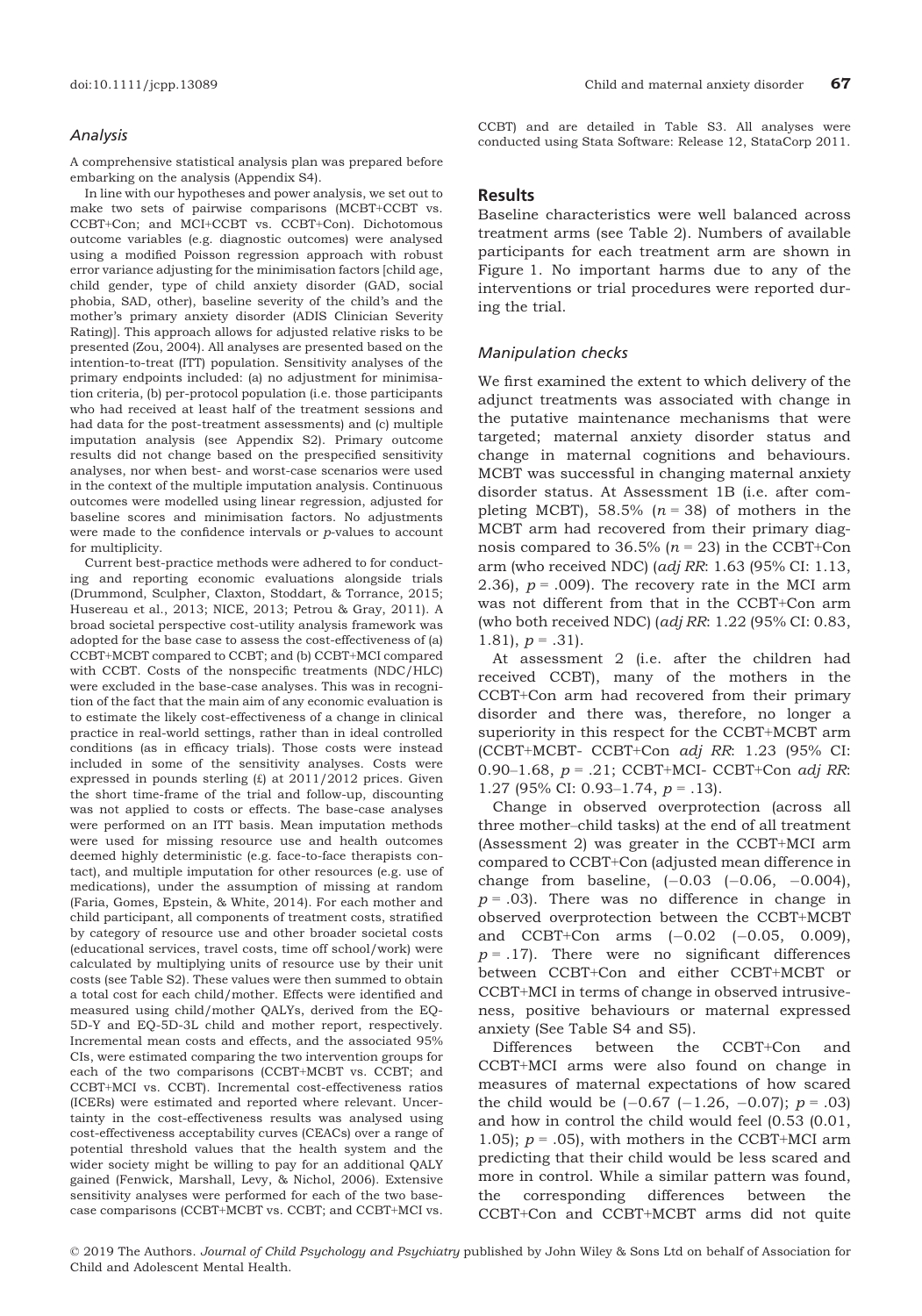### *Analysis*

A comprehensive statistical analysis plan was prepared before embarking on the analysis (Appendix S4).

In line with our hypotheses and power analysis, we set out to make two sets of pairwise comparisons (MCBT+CCBT vs. CCBT+Con; and MCI+CCBT vs. CCBT+Con). Dichotomous outcome variables (e.g. diagnostic outcomes) were analysed using a modified Poisson regression approach with robust error variance adjusting for the minimisation factors [child age, child gender, type of child anxiety disorder (GAD, social phobia, SAD, other), baseline severity of the child's and the mother's primary anxiety disorder (ADIS Clinician Severity Rating)]. This approach allows for adjusted relative risks to be presented (Zou, 2004). All analyses are presented based on the intention-to-treat (ITT) population. Sensitivity analyses of the primary endpoints included: (a) no adjustment for minimisation criteria, (b) per-protocol population (i.e. those participants who had received at least half of the treatment sessions and had data for the post-treatment assessments) and (c) multiple imputation analysis (see Appendix S2). Primary outcome results did not change based on the prespecified sensitivity analyses, nor when best- and worst-case scenarios were used in the context of the multiple imputation analysis. Continuous outcomes were modelled using linear regression, adjusted for baseline scores and minimisation factors. No adjustments were made to the confidence intervals or *p*-values to account for multiplicity.

Current best-practice methods were adhered to for conducting and reporting economic evaluations alongside trials (Drummond, Sculpher, Claxton, Stoddart, & Torrance, 2015; Husereau et al., 2013; NICE, 2013; Petrou & Gray, 2011). A broad societal perspective cost-utility analysis framework was adopted for the base case to assess the cost-effectiveness of (a) CCBT+MCBT compared to CCBT; and (b) CCBT+MCI compared with CCBT. Costs of the nonspecific treatments (NDC/HLC) were excluded in the base-case analyses. This was in recognition of the fact that the main aim of any economic evaluation is to estimate the likely cost-effectiveness of a change in clinical practice in real-world settings, rather than in ideal controlled conditions (as in efficacy trials). Those costs were instead included in some of the sensitivity analyses. Costs were expressed in pounds sterling (£) at 2011/2012 prices. Given the short time-frame of the trial and follow-up, discounting was not applied to costs or effects. The base-case analyses were performed on an ITT basis. Mean imputation methods were used for missing resource use and health outcomes deemed highly deterministic (e.g. face-to-face therapists contact), and multiple imputation for other resources (e.g. use of medications), under the assumption of missing at random (Faria, Gomes, Epstein, & White, 2014). For each mother and child participant, all components of treatment costs, stratified by category of resource use and other broader societal costs (educational services, travel costs, time off school/work) were calculated by multiplying units of resource use by their unit costs (see Table S2). These values were then summed to obtain a total cost for each child/mother. Effects were identified and measured using child/mother QALYs, derived from the EQ-5D-Y and EQ-5D-3L child and mother report, respectively. Incremental mean costs and effects, and the associated 95% CIs, were estimated comparing the two intervention groups for each of the two comparisons (CCBT+MCBT vs. CCBT; and CCBT+MCI vs. CCBT). Incremental cost-effectiveness ratios (ICERs) were estimated and reported where relevant. Uncertainty in the cost-effectiveness results was analysed using cost-effectiveness acceptability curves (CEACs) over a range of potential threshold values that the health system and the wider society might be willing to pay for an additional QALY gained (Fenwick, Marshall, Levy, & Nichol, 2006). Extensive sensitivity analyses were performed for each of the two base-case comparisons (CCBT+MCBT vs. CCBT; and CCBT+MCI vs. CCBT) and are detailed in Table S3. All analyses were conducted using Stata Software: Release 12, StataCorp 2011.

## Results

Baseline characteristics were well balanced across treatment arms (see Table 2). Numbers of available participants for each treatment arm are shown in Figure 1. No important harms due to any of the interventions or trial procedures were reported during the trial.

### *Manipulation checks*

We first examined the extent to which delivery of the adjunct treatments was associated with change in the putative maintenance mechanisms that were targeted; maternal anxiety disorder status and change in maternal cognitions and behaviours. MCBT was successful in changing maternal anxiety disorder status. At Assessment 1B (i.e. after completing MCBT), 58.5% ($n = 38$) of mothers in the MCBT arm had recovered from their primary diagnosis compared to 36.5% ($n = 23$) in the CCBT+Con arm (who received NDC) (*adj RR*: 1.63 (95% CI: 1.13, 2.36), $p = .009$). The recovery rate in the MCI arm was not different from that in the CCBT+Con arm (who both received NDC) (*adj RR*: 1.22 (95% CI: 0.83, 1.81), $p = .31$).

At assessment 2 (i.e. after the children had received CCBT), many of the mothers in the CCBT+Con arm had recovered from their primary disorder and there was, therefore, no longer a superiority in this respect for the CCBT+MCBT arm (CCBT+MCBT- CCBT+Con *adj RR*: 1.23 (95% CI: 0.90–1.68, $p = .21$; CCBT+MCI- CCBT+Con *adj RR*: 1.27 (95% CI: 0.93–1.74, $p = .13$).

Change in observed overprotection (across all three mother–child tasks) at the end of all treatment (Assessment 2) was greater in the CCBT+MCI arm compared to CCBT+Con (adjusted mean difference in change from baseline, (−0.03 (−0.06, −0.004), $p = .03$). There was no difference in change in observed overprotection between the CCBT+MCBT and CCBT+Con arms (−0.02 (−0.05, 0.009), $p = .17$). There were no significant differences between CCBT+Con and either CCBT+MCBT or CCBT+MCI in terms of change in observed intrusiveness, positive behaviours or maternal expressed anxiety (See Table S4 and S5).

Differences between the CCBT+Con and CCBT+MCI arms were also found on change in measures of maternal expectations of how scared the child would be (−0.67 (−1.26, −0.07); $p = .03$) and how in control the child would feel (0.53 (0.01, 1.05); $p = .05$), with mothers in the CCBT+MCI arm predicting that their child would be less scared and more in control. While a similar pattern was found, the corresponding differences between the CCBT+Con and CCBT+MCBT arms did not quite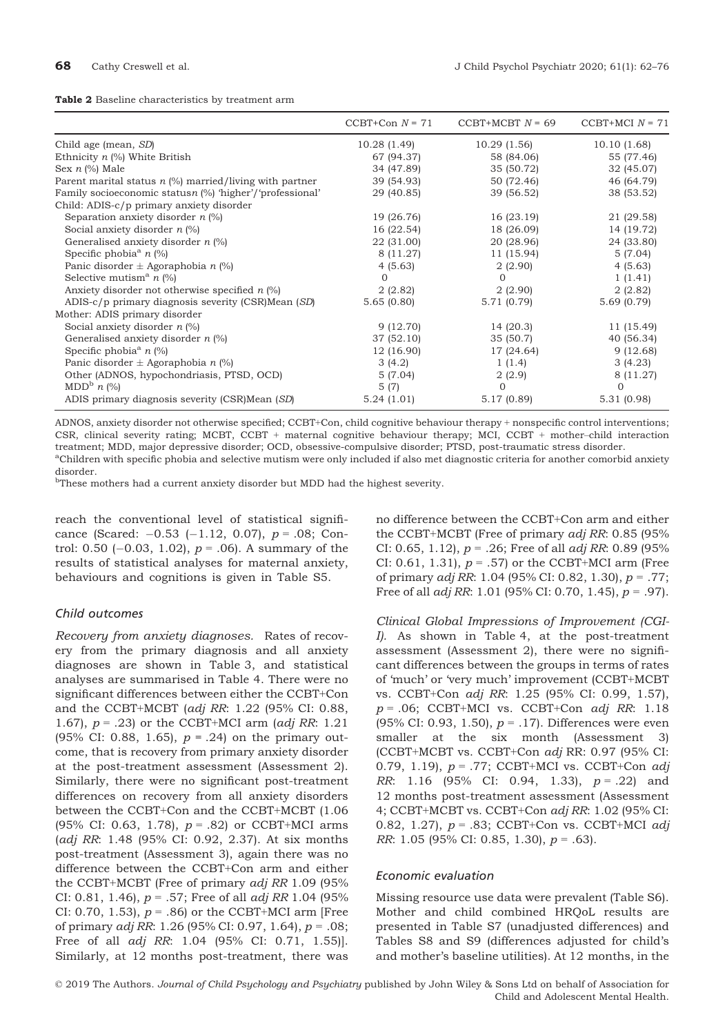**Table 2** Baseline characteristics by treatment arm

| | CCBT+Con $N = 71$ | CCBT+MCBT $N = 69$ | CCBT+MCI $N = 71$ |
|---|---|---|---|
| Child age (mean, *SD*) | 10.28 (1.49) | 10.29 (1.56) | 10.10 (1.68) |
| Ethnicity *n* (%) White British | 67 (94.37) | 58 (84.06) | 55 (77.46) |
| Sex *n* (%) Male | 34 (47.89) | 35 (50.72) | 32 (45.07) |
| Parent marital status *n* (%) married/living with partner | 39 (54.93) | 50 (72.46) | 46 (64.79) |
| Family socioeconomic status*n* (%) 'higher'/'professional' | 29 (40.85) | 39 (56.52) | 38 (53.52) |
| Child: ADIS-c/p primary anxiety disorder | | | |
| Separation anxiety disorder *n* (%) | 19 (26.76) | 16 (23.19) | 21 (29.58) |
| Social anxiety disorder *n* (%) | 16 (22.54) | 18 (26.09) | 14 (19.72) |
| Generalised anxiety disorder *n* (%) | 22 (31.00) | 20 (28.96) | 24 (33.80) |
| Specific phobia[a] *n* (%) | 8 (11.27) | 11 (15.94) | 5 (7.04) |
| Panic disorder ± Agoraphobia *n* (%) | 4 (5.63) | 2 (2.90) | 4 (5.63) |
| Selective mutism[a] *n* (%) | 0 | 0 | 1 (1.41) |
| Anxiety disorder not otherwise specified *n* (%) | 2 (2.82) | 2 (2.90) | 2 (2.82) |
| ADIS-c/p primary diagnosis severity (CSR)Mean (*SD*) | 5.65 (0.80) | 5.71 (0.79) | 5.69 (0.79) |
| Mother: ADIS primary disorder | | | |
| Social anxiety disorder *n* (%) | 9 (12.70) | 14 (20.3) | 11 (15.49) |
| Generalised anxiety disorder *n* (%) | 37 (52.10) | 35 (50.7) | 40 (56.34) |
| Specific phobia[a] *n* (%) | 12 (16.90) | 17 (24.64) | 9 (12.68) |
| Panic disorder ± Agoraphobia *n* (%) | 3 (4.2) | 1 (1.4) | 3 (4.23) |
| Other (ADNOS, hypochondriasis, PTSD, OCD) | 5 (7.04) | 2 (2.9) | 8 (11.27) |
| MDD[b] *n* (%) | 5 (7) | 0 | 0 |
| ADIS primary diagnosis severity (CSR)Mean (*SD*) | 5.24 (1.01) | 5.17 (0.89) | 5.31 (0.98) |

ADNOS, anxiety disorder not otherwise specified; CCBT+Con, child cognitive behaviour therapy + nonspecific control interventions; CSR, clinical severity rating; MCBT, CCBT + maternal cognitive behaviour therapy; MCI, CCBT + mother–child interaction treatment; MDD, major depressive disorder; OCD, obsessive-compulsive disorder; PTSD, post-traumatic stress disorder.
[a]Children with specific phobia and selective mutism were only included if also met diagnostic criteria for another comorbid anxiety disorder.
[b]These mothers had a current anxiety disorder but MDD had the highest severity.

reach the conventional level of statistical significance (Scared: −0.53 (−1.12, 0.07), $p = .08$; Control: 0.50 (−0.03, 1.02), $p = .06$). A summary of the results of statistical analyses for maternal anxiety, behaviours and cognitions is given in Table S5.

### Child outcomes

*Recovery from anxiety diagnoses.* Rates of recovery from the primary diagnosis and all anxiety diagnoses are shown in Table 3, and statistical analyses are summarised in Table 4. There were no significant differences between either the CCBT+Con and the CCBT+MCBT (*adj RR*: 1.22 (95% CI: 0.88, 1.67), $p = .23$) or the CCBT+MCI arm (*adj RR*: 1.21 (95% CI: 0.88, 1.65), $p = .24$) on the primary outcome, that is recovery from primary anxiety disorder at the post-treatment assessment (Assessment 2). Similarly, there were no significant post-treatment differences on recovery from all anxiety disorders between the CCBT+Con and the CCBT+MCBT (1.06 (95% CI: 0.63, 1.78), $p = .82$) or CCBT+MCI arms (*adj RR*: 1.48 (95% CI: 0.92, 2.37). At six months post-treatment (Assessment 3), again there was no difference between the CCBT+Con arm and either the CCBT+MCBT (Free of primary *adj RR* 1.09 (95% CI: 0.81, 1.46), $p = .57$; Free of all *adj RR* 1.04 (95% CI: 0.70, 1.53), $p = .86$) or the CCBT+MCI arm [Free of primary *adj RR*: 1.26 (95% CI: 0.97, 1.64), $p = .08$; Free of all *adj RR*: 1.04 (95% CI: 0.71, 1.55)]. Similarly, at 12 months post-treatment, there was no difference between the CCBT+Con arm and either the CCBT+MCBT (Free of primary *adj RR*: 0.85 (95% CI: 0.65, 1.12), $p = .26$; Free of all *adj RR*: 0.89 (95% CI: 0.61, 1.31), $p = .57$) or the CCBT+MCI arm (Free of primary *adj RR*: 1.04 (95% CI: 0.82, 1.30), $p = .77$; Free of all *adj RR*: 1.01 (95% CI: 0.70, 1.45), $p = .97$).

*Clinical Global Impressions of Improvement (CGI-I).* As shown in Table 4, at the post-treatment assessment (Assessment 2), there were no significant differences between the groups in terms of rates of 'much' or 'very much' improvement (CCBT+MCBT vs. CCBT+Con *adj RR*: 1.25 (95% CI: 0.99, 1.57), $p = .06$; CCBT+MCI vs. CCBT+Con *adj RR*: 1.18 (95% CI: 0.93, 1.50), $p = .17$). Differences were even smaller at the six month (Assessment 3) (CCBT+MCBT vs. CCBT+Con *adj* RR: 0.97 (95% CI: 0.79, 1.19), $p = .77$; CCBT+MCI vs. CCBT+Con *adj RR*: 1.16 (95% CI: 0.94, 1.33), $p = .22$) and 12 months post-treatment assessment (Assessment 4; CCBT+MCBT vs. CCBT+Con *adj RR*: 1.02 (95% CI: 0.82, 1.27), $p = .83$; CCBT+Con vs. CCBT+MCI *adj RR*: 1.05 (95% CI: 0.85, 1.30), $p = .63$).

### Economic evaluation

Missing resource use data were prevalent (Table S6). Mother and child combined HRQoL results are presented in Table S7 (unadjusted differences) and Tables S8 and S9 (differences adjusted for child's and mother's baseline utilities). At 12 months, in the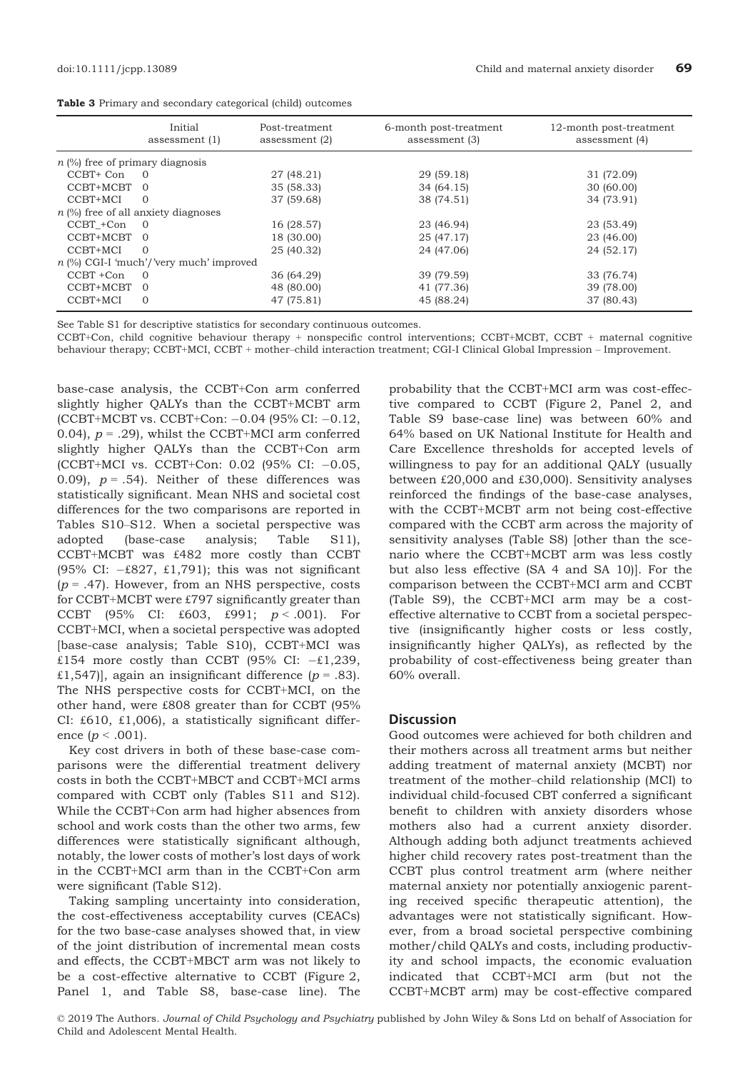**Table 3** Primary and secondary categorical (child) outcomes

| | Initial assessment (1) | Post-treatment assessment (2) | 6-month post-treatment assessment (3) | 12-month post-treatment assessment (4) |
|---|---|---|---|---|
| *n* (%) free of primary diagnosis | | | | |
| CCBT+ Con | 0 | 27 (48.21) | 29 (59.18) | 31 (72.09) |
| CCBT+MCBT | 0 | 35 (58.33) | 34 (64.15) | 30 (60.00) |
| CCBT+MCI | 0 | 37 (59.68) | 38 (74.51) | 34 (73.91) |
| *n* (%) free of all anxiety diagnoses | | | | |
| CCBT_+Con | 0 | 16 (28.57) | 23 (46.94) | 23 (53.49) |
| CCBT+MCBT | 0 | 18 (30.00) | 25 (47.17) | 23 (46.00) |
| CCBT+MCI | 0 | 25 (40.32) | 24 (47.06) | 24 (52.17) |
| *n* (%) CGI-I 'much'/'very much' improved | | | | |
| CCBT +Con | 0 | 36 (64.29) | 39 (79.59) | 33 (76.74) |
| CCBT+MCBT | 0 | 48 (80.00) | 41 (77.36) | 39 (78.00) |
| CCBT+MCI | 0 | 47 (75.81) | 45 (88.24) | 37 (80.43) |

See Table S1 for descriptive statistics for secondary continuous outcomes.

CCBT+Con, child cognitive behaviour therapy + nonspecific control interventions; CCBT+MCBT, CCBT + maternal cognitive behaviour therapy; CCBT+MCI, CCBT + mother–child interaction treatment; CGI-I Clinical Global Impression – Improvement.

base-case analysis, the CCBT+Con arm conferred slightly higher QALYs than the CCBT+MCBT arm (CCBT+MCBT vs. CCBT+Con: −0.04 (95% CI: −0.12, 0.04), $p = .29$), whilst the CCBT+MCI arm conferred slightly higher QALYs than the CCBT+Con arm (CCBT+MCI vs. CCBT+Con: 0.02 (95% CI: −0.05, 0.09), $p = .54$). Neither of these differences was statistically significant. Mean NHS and societal cost differences for the two comparisons are reported in Tables S10–S12. When a societal perspective was adopted (base-case analysis; Table S11), CCBT+MCBT was £482 more costly than CCBT (95% CI: −£827, £1,791); this was not significant ($p = .47$). However, from an NHS perspective, costs for CCBT+MCBT were £797 significantly greater than CCBT (95% CI: £603, £991; $p < .001$). For CCBT+MCI, when a societal perspective was adopted [base-case analysis; Table S10), CCBT+MCI was £154 more costly than CCBT (95% CI: −£1,239, £1,547)], again an insignificant difference ($p = .83$). The NHS perspective costs for CCBT+MCI, on the other hand, were £808 greater than for CCBT (95% CI: £610, £1,006), a statistically significant difference ($p < .001$).

Key cost drivers in both of these base-case comparisons were the differential treatment delivery costs in both the CCBT+MBCT and CCBT+MCI arms compared with CCBT only (Tables S11 and S12). While the CCBT+Con arm had higher absences from school and work costs than the other two arms, few differences were statistically significant although, notably, the lower costs of mother's lost days of work in the CCBT+MCI arm than in the CCBT+Con arm were significant (Table S12).

Taking sampling uncertainty into consideration, the cost-effectiveness acceptability curves (CEACs) for the two base-case analyses showed that, in view of the joint distribution of incremental mean costs and effects, the CCBT+MBCT arm was not likely to be a cost-effective alternative to CCBT (Figure 2, Panel 1, and Table S8, base-case line). The probability that the CCBT+MCI arm was cost-effective compared to CCBT (Figure 2, Panel 2, and Table S9 base-case line) was between 60% and 64% based on UK National Institute for Health and Care Excellence thresholds for accepted levels of willingness to pay for an additional QALY (usually between £20,000 and £30,000). Sensitivity analyses reinforced the findings of the base-case analyses, with the CCBT+MCBT arm not being cost-effective compared with the CCBT arm across the majority of sensitivity analyses (Table S8) [other than the scenario where the CCBT+MCBT arm was less costly but also less effective (SA 4 and SA 10)]. For the comparison between the CCBT+MCI arm and CCBT (Table S9), the CCBT+MCI arm may be a cost-effective alternative to CCBT from a societal perspective (insignificantly higher costs or less costly, insignificantly higher QALYs), as reflected by the probability of cost-effectiveness being greater than 60% overall.

## Discussion

Good outcomes were achieved for both children and their mothers across all treatment arms but neither adding treatment of maternal anxiety (MCBT) nor treatment of the mother–child relationship (MCI) to individual child-focused CBT conferred a significant benefit to children with anxiety disorders whose mothers also had a current anxiety disorder. Although adding both adjunct treatments achieved higher child recovery rates post-treatment than the CCBT plus control treatment arm (where neither maternal anxiety nor potentially anxiogenic parenting received specific therapeutic attention), the advantages were not statistically significant. However, from a broad societal perspective combining mother/child QALYs and costs, including productivity and school impacts, the economic evaluation indicated that CCBT+MCI arm (but not the CCBT+MCBT arm) may be cost-effective compared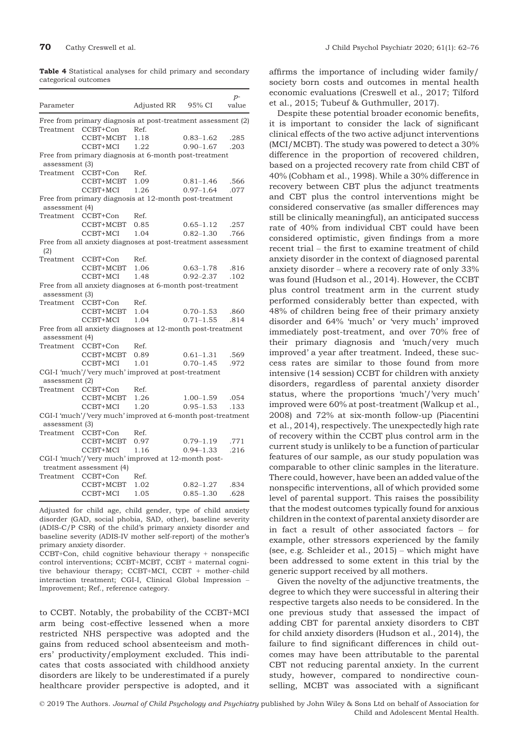**Table 4** Statistical analyses for child primary and secondary categorical outcomes

| Parameter | | Adjusted RR | 95% CI | p-value |
|---|---|---|---|---|
| Free from primary diagnosis at post-treatment assessment (2) | | | | |
| Treatment | CCBT+Con | Ref. | | |
| | CCBT+MCBT | 1.18 | 0.83–1.62 | .285 |
| | CCBT+MCI | 1.22 | 0.90–1.67 | .203 |
| Free from primary diagnosis at 6-month post-treatment assessment (3) | | | | |
| Treatment | CCBT+Con | Ref. | | |
| | CCBT+MCBT | 1.09 | 0.81–1.46 | .566 |
| | CCBT+MCI | 1.26 | 0.97–1.64 | .077 |
| Free from primary diagnosis at 12-month post-treatment assessment (4) | | | | |
| Treatment | CCBT+Con | Ref. | | |
| | CCBT+MCBT | 0.85 | 0.65–1.12 | .257 |
| | CCBT+MCI | 1.04 | 0.82–1.30 | .766 |
| Free from all anxiety diagnoses at post-treatment assessment (2) | | | | |
| Treatment | CCBT+Con | Ref. | | |
| | CCBT+MCBT | 1.06 | 0.63–1.78 | .816 |
| | CCBT+MCI | 1.48 | 0.92–2.37 | .102 |
| Free from all anxiety diagnoses at 6-month post-treatment assessment (3) | | | | |
| Treatment | CCBT+Con | Ref. | | |
| | CCBT+MCBT | 1.04 | 0.70–1.53 | .860 |
| | CCBT+MCI | 1.04 | 0.71–1.55 | .814 |
| Free from all anxiety diagnoses at 12-month post-treatment assessment (4) | | | | |
| Treatment | CCBT+Con | Ref. | | |
| | CCBT+MCBT | 0.89 | 0.61–1.31 | .569 |
| | CCBT+MCI | 1.01 | 0.70–1.45 | .972 |
| CGI-I 'much'/'very much' improved at post-treatment assessment (2) | | | | |
| Treatment | CCBT+Con | Ref. | | |
| | CCBT+MCBT | 1.26 | 1.00–1.59 | .054 |
| | CCBT+MCI | 1.20 | 0.95–1.53 | .133 |
| CGI-I 'much'/'very much' improved at 6-month post-treatment assessment (3) | | | | |
| Treatment | CCBT+Con | Ref. | | |
| | CCBT+MCBT | 0.97 | 0.79–1.19 | .771 |
| | CCBT+MCI | 1.16 | 0.94–1.33 | .216 |
| CGI-I 'much'/'very much' improved at 12-month post-treatment assessment (4) | | | | |
| Treatment | CCBT+Con | Ref. | | |
| | CCBT+MCBT | 1.02 | 0.82–1.27 | .834 |
| | CCBT+MCI | 1.05 | 0.85–1.30 | .628 |

Adjusted for child age, child gender, type of child anxiety disorder (GAD, social phobia, SAD, other), baseline severity (ADIS-C/P CSR) of the child's primary anxiety disorder and baseline severity (ADIS-IV mother self-report) of the mother's primary anxiety disorder.

CCBT+Con, child cognitive behaviour therapy + nonspecific control interventions; CCBT+MCBT, CCBT + maternal cognitive behaviour therapy; CCBT+MCI, CCBT + mother–child interaction treatment; CGI-I, Clinical Global Impression – Improvement; Ref., reference category.

to CCBT. Notably, the probability of the CCBT+MCI arm being cost-effective lessened when a more restricted NHS perspective was adopted and the gains from reduced school absenteeism and mothers' productivity/employment excluded. This indicates that costs associated with childhood anxiety disorders are likely to be underestimated if a purely healthcare provider perspective is adopted, and it affirms the importance of including wider family/society born costs and outcomes in mental health economic evaluations (Creswell et al., 2017; Tilford et al., 2015; Tubeuf & Guthmuller, 2017).

Despite these potential broader economic benefits, it is important to consider the lack of significant clinical effects of the two active adjunct interventions (MCI/MCBT). The study was powered to detect a 30% difference in the proportion of recovered children, based on a projected recovery rate from child CBT of 40% (Cobham et al., 1998). While a 30% difference in recovery between CBT plus the adjunct treatments and CBT plus the control interventions might be considered conservative (as smaller differences may still be clinically meaningful), an anticipated success rate of 40% from individual CBT could have been considered optimistic, given findings from a more recent trial – the first to examine treatment of child anxiety disorder in the context of diagnosed parental anxiety disorder – where a recovery rate of only 33% was found (Hudson et al., 2014). However, the CCBT plus control treatment arm in the current study performed considerably better than expected, with 48% of children being free of their primary anxiety disorder and 64% 'much' or 'very much' improved immediately post-treatment, and over 70% free of their primary diagnosis and 'much/very much improved' a year after treatment. Indeed, these success rates are similar to those found from more intensive (14 session) CCBT for children with anxiety disorders, regardless of parental anxiety disorder status, where the proportions 'much'/'very much' improved were 60% at post-treatment (Walkup et al., 2008) and 72% at six-month follow-up (Piacentini et al., 2014), respectively. The unexpectedly high rate of recovery within the CCBT plus control arm in the current study is unlikely to be a function of particular features of our sample, as our study population was comparable to other clinic samples in the literature. There could, however, have been an added value of the nonspecific interventions, all of which provided some level of parental support. This raises the possibility that the modest outcomes typically found for anxious children in the context of parental anxiety disorder are in fact a result of other associated factors – for example, other stressors experienced by the family (see, e.g. Schleider et al., 2015) – which might have been addressed to some extent in this trial by the generic support received by all mothers.

Given the novelty of the adjunctive treatments, the degree to which they were successful in altering their respective targets also needs to be considered. In the one previous study that assessed the impact of adding CBT for parental anxiety disorders to CBT for child anxiety disorders (Hudson et al., 2014), the failure to find significant differences in child outcomes may have been attributable to the parental CBT not reducing parental anxiety. In the current study, however, compared to nondirective counselling, MCBT was associated with a significant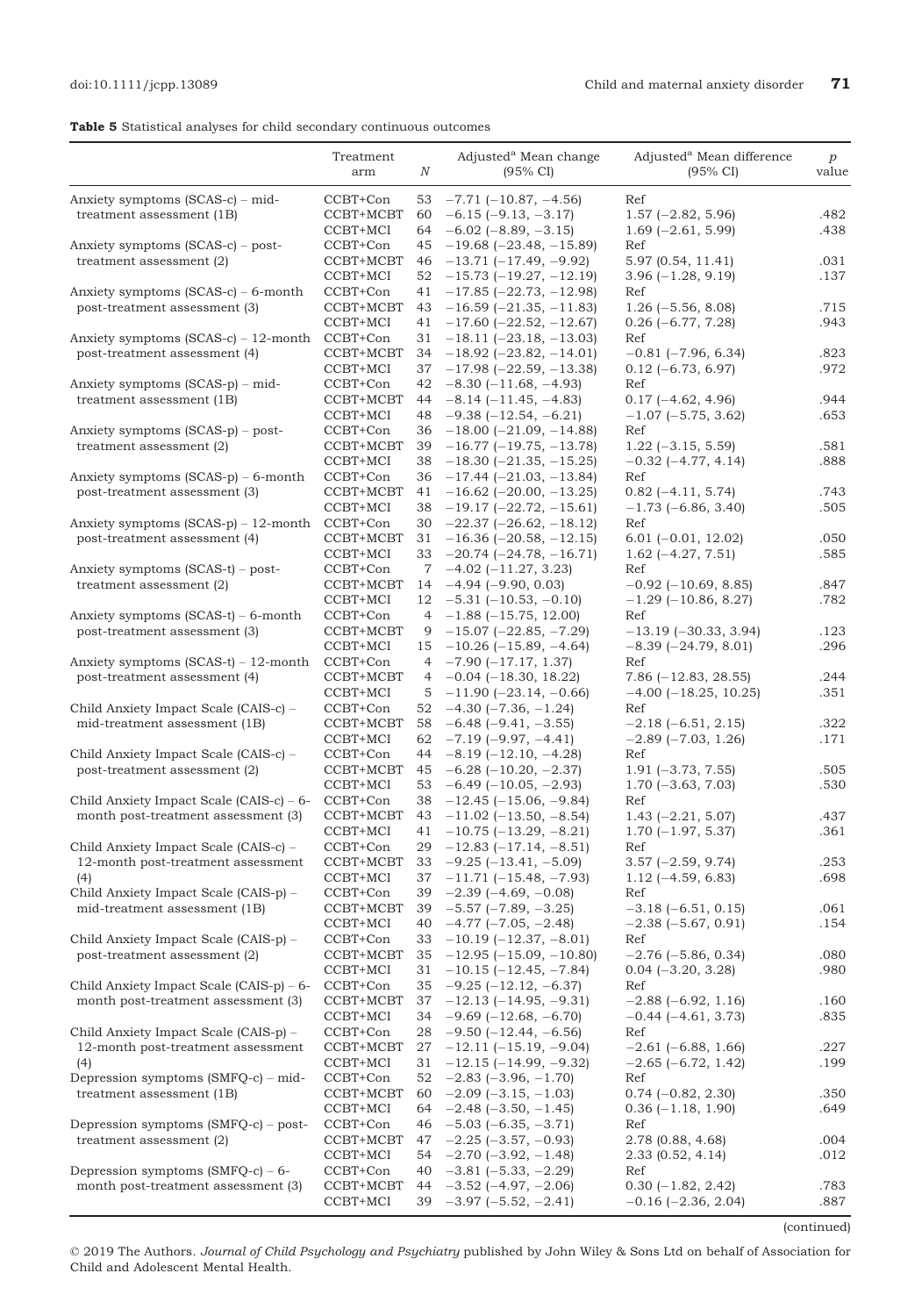**Table 5** Statistical analyses for child secondary continuous outcomes

| | Treatment arm | $N$ | Adjusted[a] Mean change (95% CI) | Adjusted[a] Mean difference (95% CI) | $p$ value |
|---|---|---|---|---|---|
| Anxiety symptoms (SCAS-c) – mid-treatment assessment (1B) | CCBT+Con | 53 | −7.71 (−10.87, −4.56) | Ref | |
| | CCBT+MCBT | 60 | −6.15 (−9.13, −3.17) | 1.57 (−2.82, 5.96) | .482 |
| | CCBT+MCI | 64 | −6.02 (−8.89, −3.15) | 1.69 (−2.61, 5.99) | .438 |
| Anxiety symptoms (SCAS-c) – post-treatment assessment (2) | CCBT+Con | 45 | −19.68 (−23.48, −15.89) | Ref | |
| | CCBT+MCBT | 46 | −13.71 (−17.49, −9.92) | 5.97 (0.54, 11.41) | .031 |
| | CCBT+MCI | 52 | −15.73 (−19.27, −12.19) | 3.96 (−1.28, 9.19) | .137 |
| Anxiety symptoms (SCAS-c) – 6-month post-treatment assessment (3) | CCBT+Con | 41 | −17.85 (−22.73, −12.98) | Ref | |
| | CCBT+MCBT | 43 | −16.59 (−21.35, −11.83) | 1.26 (−5.56, 8.08) | .715 |
| | CCBT+MCI | 41 | −17.60 (−22.52, −12.67) | 0.26 (−6.77, 7.28) | .943 |
| Anxiety symptoms (SCAS-c) – 12-month post-treatment assessment (4) | CCBT+Con | 31 | −18.11 (−23.18, −13.03) | Ref | |
| | CCBT+MCBT | 34 | −18.92 (−23.82, −14.01) | −0.81 (−7.96, 6.34) | .823 |
| | CCBT+MCI | 37 | −17.98 (−22.59, −13.38) | 0.12 (−6.73, 6.97) | .972 |
| Anxiety symptoms (SCAS-p) – mid-treatment assessment (1B) | CCBT+Con | 42 | −8.30 (−11.68, −4.93) | Ref | |
| | CCBT+MCBT | 44 | −8.14 (−11.45, −4.83) | 0.17 (−4.62, 4.96) | .944 |
| | CCBT+MCI | 48 | −9.38 (−12.54, −6.21) | −1.07 (−5.75, 3.62) | .653 |
| Anxiety symptoms (SCAS-p) – post-treatment assessment (2) | CCBT+Con | 36 | −18.00 (−21.09, −14.88) | Ref | |
| | CCBT+MCBT | 39 | −16.77 (−19.75, −13.78) | 1.22 (−3.15, 5.59) | .581 |
| | CCBT+MCI | 38 | −18.30 (−21.35, −15.25) | −0.32 (−4.77, 4.14) | .888 |
| Anxiety symptoms (SCAS-p) – 6-month post-treatment assessment (3) | CCBT+Con | 36 | −17.44 (−21.03, −13.84) | Ref | |
| | CCBT+MCBT | 41 | −16.62 (−20.00, −13.25) | 0.82 (−4.11, 5.74) | .743 |
| | CCBT+MCI | 38 | −19.17 (−22.72, −15.61) | −1.73 (−6.86, 3.40) | .505 |
| Anxiety symptoms (SCAS-p) – 12-month post-treatment assessment (4) | CCBT+Con | 30 | −22.37 (−26.62, −18.12) | Ref | |
| | CCBT+MCBT | 31 | −16.36 (−20.58, −12.15) | 6.01 (−0.01, 12.02) | .050 |
| | CCBT+MCI | 33 | −20.74 (−24.78, −16.71) | 1.62 (−4.27, 7.51) | .585 |
| Anxiety symptoms (SCAS-t) – post-treatment assessment (2) | CCBT+Con | 7 | −4.02 (−11.27, 3.23) | Ref | |
| | CCBT+MCBT | 14 | −4.94 (−9.90, 0.03) | −0.92 (−10.69, 8.85) | .847 |
| | CCBT+MCI | 12 | −5.31 (−10.53, −0.10) | −1.29 (−10.86, 8.27) | .782 |
| Anxiety symptoms (SCAS-t) – 6-month post-treatment assessment (3) | CCBT+Con | 4 | −1.88 (−15.75, 12.00) | Ref | |
| | CCBT+MCBT | 9 | −15.07 (−22.85, −7.29) | −13.19 (−30.33, 3.94) | .123 |
| | CCBT+MCI | 15 | −10.26 (−15.89, −4.64) | −8.39 (−24.79, 8.01) | .296 |
| Anxiety symptoms (SCAS-t) – 12-month post-treatment assessment (4) | CCBT+Con | 4 | −7.90 (−17.17, 1.37) | Ref | |
| | CCBT+MCBT | 4 | −0.04 (−18.30, 18.22) | 7.86 (−12.83, 28.55) | .244 |
| | CCBT+MCI | 5 | −11.90 (−23.14, −0.66) | −4.00 (−18.25, 10.25) | .351 |
| Child Anxiety Impact Scale (CAIS-c) – mid-treatment assessment (1B) | CCBT+Con | 52 | −4.30 (−7.36, −1.24) | Ref | |
| | CCBT+MCBT | 58 | −6.48 (−9.41, −3.55) | −2.18 (−6.51, 2.15) | .322 |
| | CCBT+MCI | 62 | −7.19 (−9.97, −4.41) | −2.89 (−7.03, 1.26) | .171 |
| Child Anxiety Impact Scale (CAIS-c) – post-treatment assessment (2) | CCBT+Con | 44 | −8.19 (−12.10, −4.28) | Ref | |
| | CCBT+MCBT | 45 | −6.28 (−10.20, −2.37) | 1.91 (−3.73, 7.55) | .505 |
| | CCBT+MCI | 53 | −6.49 (−10.05, −2.93) | 1.70 (−3.63, 7.03) | .530 |
| Child Anxiety Impact Scale (CAIS-c) – 6-month post-treatment assessment (3) | CCBT+Con | 38 | −12.45 (−15.06, −9.84) | Ref | |
| | CCBT+MCBT | 43 | −11.02 (−13.50, −8.54) | 1.43 (−2.21, 5.07) | .437 |
| | CCBT+MCI | 41 | −10.75 (−13.29, −8.21) | 1.70 (−1.97, 5.37) | .361 |
| Child Anxiety Impact Scale (CAIS-c) – 12-month post-treatment assessment (4) | CCBT+Con | 29 | −12.83 (−17.14, −8.51) | Ref | |
| | CCBT+MCBT | 33 | −9.25 (−13.41, −5.09) | 3.57 (−2.59, 9.74) | .253 |
| | CCBT+MCI | 37 | −11.71 (−15.48, −7.93) | 1.12 (−4.59, 6.83) | .698 |
| Child Anxiety Impact Scale (CAIS-p) – mid-treatment assessment (1B) | CCBT+Con | 39 | −2.39 (−4.69, −0.08) | Ref | |
| | CCBT+MCBT | 39 | −5.57 (−7.89, −3.25) | −3.18 (−6.51, 0.15) | .061 |
| | CCBT+MCI | 40 | −4.77 (−7.05, −2.48) | −2.38 (−5.67, 0.91) | .154 |
| Child Anxiety Impact Scale (CAIS-p) – post-treatment assessment (2) | CCBT+Con | 33 | −10.19 (−12.37, −8.01) | Ref | |
| | CCBT+MCBT | 35 | −12.95 (−15.09, −10.80) | −2.76 (−5.86, 0.34) | .080 |
| | CCBT+MCI | 31 | −10.15 (−12.45, −7.84) | 0.04 (−3.20, 3.28) | .980 |
| Child Anxiety Impact Scale (CAIS-p) – 6-month post-treatment assessment (3) | CCBT+Con | 35 | −9.25 (−12.12, −6.37) | Ref | |
| | CCBT+MCBT | 37 | −12.13 (−14.95, −9.31) | −2.88 (−6.92, 1.16) | .160 |
| | CCBT+MCI | 34 | −9.69 (−12.68, −6.70) | −0.44 (−4.61, 3.73) | .835 |
| Child Anxiety Impact Scale (CAIS-p) – 12-month post-treatment assessment (4) | CCBT+Con | 28 | −9.50 (−12.44, −6.56) | Ref | |
| | CCBT+MCBT | 27 | −12.11 (−15.19, −9.04) | −2.61 (−6.88, 1.66) | .227 |
| | CCBT+MCI | 31 | −12.15 (−14.99, −9.32) | −2.65 (−6.72, 1.42) | .199 |
| Depression symptoms (SMFQ-c) – mid-treatment assessment (1B) | CCBT+Con | 52 | −2.83 (−3.96, −1.70) | Ref | |
| | CCBT+MCBT | 60 | −2.09 (−3.15, −1.03) | 0.74 (−0.82, 2.30) | .350 |
| | CCBT+MCI | 64 | −2.48 (−3.50, −1.45) | 0.36 (−1.18, 1.90) | .649 |
| Depression symptoms (SMFQ-c) – post-treatment assessment (2) | CCBT+Con | 46 | −5.03 (−6.35, −3.71) | Ref | |
| | CCBT+MCBT | 47 | −2.25 (−3.57, −0.93) | 2.78 (0.88, 4.68) | .004 |
| | CCBT+MCI | 54 | −2.70 (−3.92, −1.48) | 2.33 (0.52, 4.14) | .012 |
| Depression symptoms (SMFQ-c) – 6-month post-treatment assessment (3) | CCBT+Con | 40 | −3.81 (−5.33, −2.29) | Ref | |
| | CCBT+MCBT | 44 | −3.52 (−4.97, −2.06) | 0.30 (−1.82, 2.42) | .783 |
| | CCBT+MCI | 39 | −3.97 (−5.52, −2.41) | −0.16 (−2.36, 2.04) | .887 |

(continued)

© 2019 The Authors. *Journal of Child Psychology and Psychiatry* published by John Wiley & Sons Ltd on behalf of Association for Child and Adolescent Mental Health.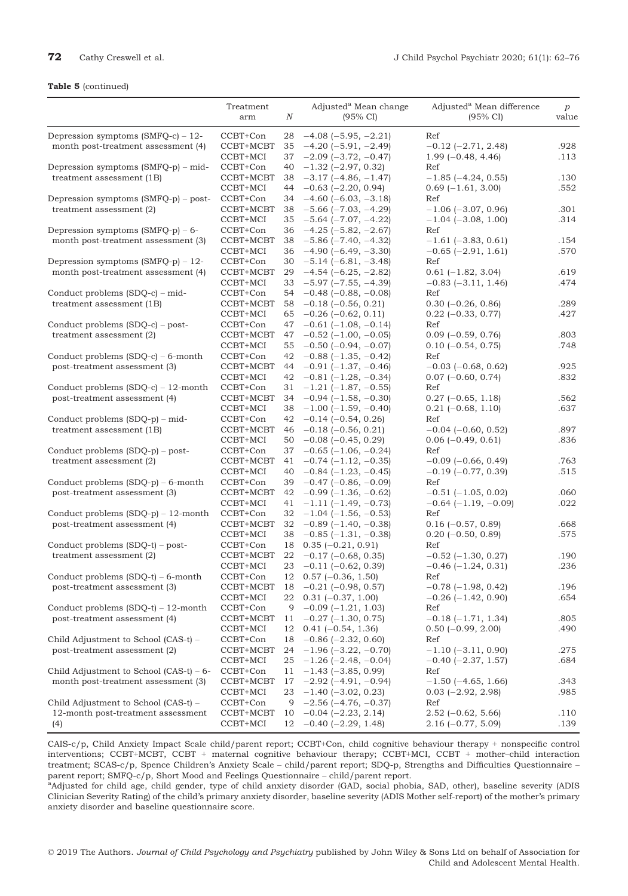**Table 5** (continued)

| | Treatment arm | $N$ | Adjusted[a] Mean change (95% CI) | Adjusted[a] Mean difference (95% CI) | $p$ value |
|---|---|---|---|---|---|
| Depression symptoms (SMFQ-c) – 12-month post-treatment assessment (4) | CCBT+Con | 28 | −4.08 (−5.95, −2.21) | Ref | |
| | CCBT+MCBT | 35 | −4.20 (−5.91, −2.49) | −0.12 (−2.71, 2.48) | .928 |
| | CCBT+MCI | 37 | −2.09 (−3.72, −0.47) | 1.99 (−0.48, 4.46) | .113 |
| Depression symptoms (SMFQ-p) – mid-treatment assessment (1B) | CCBT+Con | 40 | −1.32 (−2.97, 0.32) | Ref | |
| | CCBT+MCBT | 38 | −3.17 (−4.86, −1.47) | −1.85 (−4.24, 0.55) | .130 |
| | CCBT+MCI | 44 | −0.63 (−2.20, 0.94) | 0.69 (−1.61, 3.00) | .552 |
| Depression symptoms (SMFQ-p) – post-treatment assessment (2) | CCBT+Con | 34 | −4.60 (−6.03, −3.18) | Ref | |
| | CCBT+MCBT | 38 | −5.66 (−7.03, −4.29) | −1.06 (−3.07, 0.96) | .301 |
| | CCBT+MCI | 35 | −5.64 (−7.07, −4.22) | −1.04 (−3.08, 1.00) | .314 |
| Depression symptoms (SMFQ-p) – 6-month post-treatment assessment (3) | CCBT+Con | 36 | −4.25 (−5.82, −2.67) | Ref | |
| | CCBT+MCBT | 38 | −5.86 (−7.40, −4.32) | −1.61 (−3.83, 0.61) | .154 |
| | CCBT+MCI | 36 | −4.90 (−6.49, −3.30) | −0.65 (−2.91, 1.61) | .570 |
| Depression symptoms (SMFQ-p) – 12-month post-treatment assessment (4) | CCBT+Con | 30 | −5.14 (−6.81, −3.48) | Ref | |
| | CCBT+MCBT | 29 | −4.54 (−6.25, −2.82) | 0.61 (−1.82, 3.04) | .619 |
| | CCBT+MCI | 33 | −5.97 (−7.55, −4.39) | −0.83 (−3.11, 1.46) | .474 |
| Conduct problems (SDQ-c) – mid-treatment assessment (1B) | CCBT+Con | 54 | −0.48 (−0.88, −0.08) | Ref | |
| | CCBT+MCBT | 58 | −0.18 (−0.56, 0.21) | 0.30 (−0.26, 0.86) | .289 |
| | CCBT+MCI | 65 | −0.26 (−0.62, 0.11) | 0.22 (−0.33, 0.77) | .427 |
| Conduct problems (SDQ-c) – post-treatment assessment (2) | CCBT+Con | 47 | −0.61 (−1.08, −0.14) | Ref | |
| | CCBT+MCBT | 47 | −0.52 (−1.00, −0.05) | 0.09 (−0.59, 0.76) | .803 |
| | CCBT+MCI | 55 | −0.50 (−0.94, −0.07) | 0.10 (−0.54, 0.75) | .748 |
| Conduct problems (SDQ-c) – 6-month post-treatment assessment (3) | CCBT+Con | 42 | −0.88 (−1.35, −0.42) | Ref | |
| | CCBT+MCBT | 44 | −0.91 (−1.37, −0.46) | −0.03 (−0.68, 0.62) | .925 |
| | CCBT+MCI | 42 | −0.81 (−1.28, −0.34) | 0.07 (−0.60, 0.74) | .832 |
| Conduct problems (SDQ-c) – 12-month post-treatment assessment (4) | CCBT+Con | 31 | −1.21 (−1.87, −0.55) | Ref | |
| | CCBT+MCBT | 34 | −0.94 (−1.58, −0.30) | 0.27 (−0.65, 1.18) | .562 |
| | CCBT+MCI | 38 | −1.00 (−1.59, −0.40) | 0.21 (−0.68, 1.10) | .637 |
| Conduct problems (SDQ-p) – mid-treatment assessment (1B) | CCBT+Con | 42 | −0.14 (−0.54, 0.26) | Ref | |
| | CCBT+MCBT | 46 | −0.18 (−0.56, 0.21) | −0.04 (−0.60, 0.52) | .897 |
| | CCBT+MCI | 50 | −0.08 (−0.45, 0.29) | 0.06 (−0.49, 0.61) | .836 |
| Conduct problems (SDQ-p) – post-treatment assessment (2) | CCBT+Con | 37 | −0.65 (−1.06, −0.24) | Ref | |
| | CCBT+MCBT | 41 | −0.74 (−1.12, −0.35) | −0.09 (−0.66, 0.49) | .763 |
| | CCBT+MCI | 40 | −0.84 (−1.23, −0.45) | −0.19 (−0.77, 0.39) | .515 |
| Conduct problems (SDQ-p) – 6-month post-treatment assessment (3) | CCBT+Con | 39 | −0.47 (−0.86, −0.09) | Ref | |
| | CCBT+MCBT | 42 | −0.99 (−1.36, −0.62) | −0.51 (−1.05, 0.02) | .060 |
| | CCBT+MCI | 41 | −1.11 (−1.49, −0.73) | −0.64 (−1.19, −0.09) | .022 |
| Conduct problems (SDQ-p) – 12-month post-treatment assessment (4) | CCBT+Con | 32 | −1.04 (−1.56, −0.53) | Ref | |
| | CCBT+MCBT | 32 | −0.89 (−1.40, −0.38) | 0.16 (−0.57, 0.89) | .668 |
| | CCBT+MCI | 38 | −0.85 (−1.31, −0.38) | 0.20 (−0.50, 0.89) | .575 |
| Conduct problems (SDQ-t) – post-treatment assessment (2) | CCBT+Con | 18 | 0.35 (−0.21, 0.91) | Ref | |
| | CCBT+MCBT | 22 | −0.17 (−0.68, 0.35) | −0.52 (−1.30, 0.27) | .190 |
| | CCBT+MCI | 23 | −0.11 (−0.62, 0.39) | −0.46 (−1.24, 0.31) | .236 |
| Conduct problems (SDQ-t) – 6-month post-treatment assessment (3) | CCBT+Con | 12 | 0.57 (−0.36, 1.50) | Ref | |
| | CCBT+MCBT | 18 | −0.21 (−0.98, 0.57) | −0.78 (−1.98, 0.42) | .196 |
| | CCBT+MCI | 22 | 0.31 (−0.37, 1.00) | −0.26 (−1.42, 0.90) | .654 |
| Conduct problems (SDQ-t) – 12-month post-treatment assessment (4) | CCBT+Con | 9 | −0.09 (−1.21, 1.03) | Ref | |
| | CCBT+MCBT | 11 | −0.27 (−1.30, 0.75) | −0.18 (−1.71, 1.34) | .805 |
| | CCBT+MCI | 12 | 0.41 (−0.54, 1.36) | 0.50 (−0.99, 2.00) | .490 |
| Child Adjustment to School (CAS-t) – post-treatment assessment (2) | CCBT+Con | 18 | −0.86 (−2.32, 0.60) | Ref | |
| | CCBT+MCBT | 24 | −1.96 (−3.22, −0.70) | −1.10 (−3.11, 0.90) | .275 |
| | CCBT+MCI | 25 | −1.26 (−2.48, −0.04) | −0.40 (−2.37, 1.57) | .684 |
| Child Adjustment to School (CAS-t) – 6-month post-treatment assessment (3) | CCBT+Con | 11 | −1.43 (−3.85, 0.99) | Ref | |
| | CCBT+MCBT | 17 | −2.92 (−4.91, −0.94) | −1.50 (−4.65, 1.66) | .343 |
| | CCBT+MCI | 23 | −1.40 (−3.02, 0.23) | 0.03 (−2.92, 2.98) | .985 |
| Child Adjustment to School (CAS-t) – 12-month post-treatment assessment (4) | CCBT+Con | 9 | −2.56 (−4.76, −0.37) | Ref | |
| | CCBT+MCBT | 10 | −0.04 (−2.23, 2.14) | 2.52 (−0.62, 5.66) | .110 |
| | CCBT+MCI | 12 | −0.40 (−2.29, 1.48) | 2.16 (−0.77, 5.09) | .139 |

CAIS-c/p, Child Anxiety Impact Scale child/parent report; CCBT+Con, child cognitive behaviour therapy + nonspecific control interventions; CCBT+MCBT, CCBT + maternal cognitive behaviour therapy; CCBT+MCI, CCBT + mother–child interaction treatment; SCAS-c/p, Spence Children's Anxiety Scale – child/parent report; SDQ-p, Strengths and Difficulties Questionnaire – parent report; SMFQ-c/p, Short Mood and Feelings Questionnaire – child/parent report.

[a]Adjusted for child age, child gender, type of child anxiety disorder (GAD, social phobia, SAD, other), baseline severity (ADIS Clinician Severity Rating) of the child's primary anxiety disorder, baseline severity (ADIS Mother self-report) of the mother's primary anxiety disorder and baseline questionnaire score.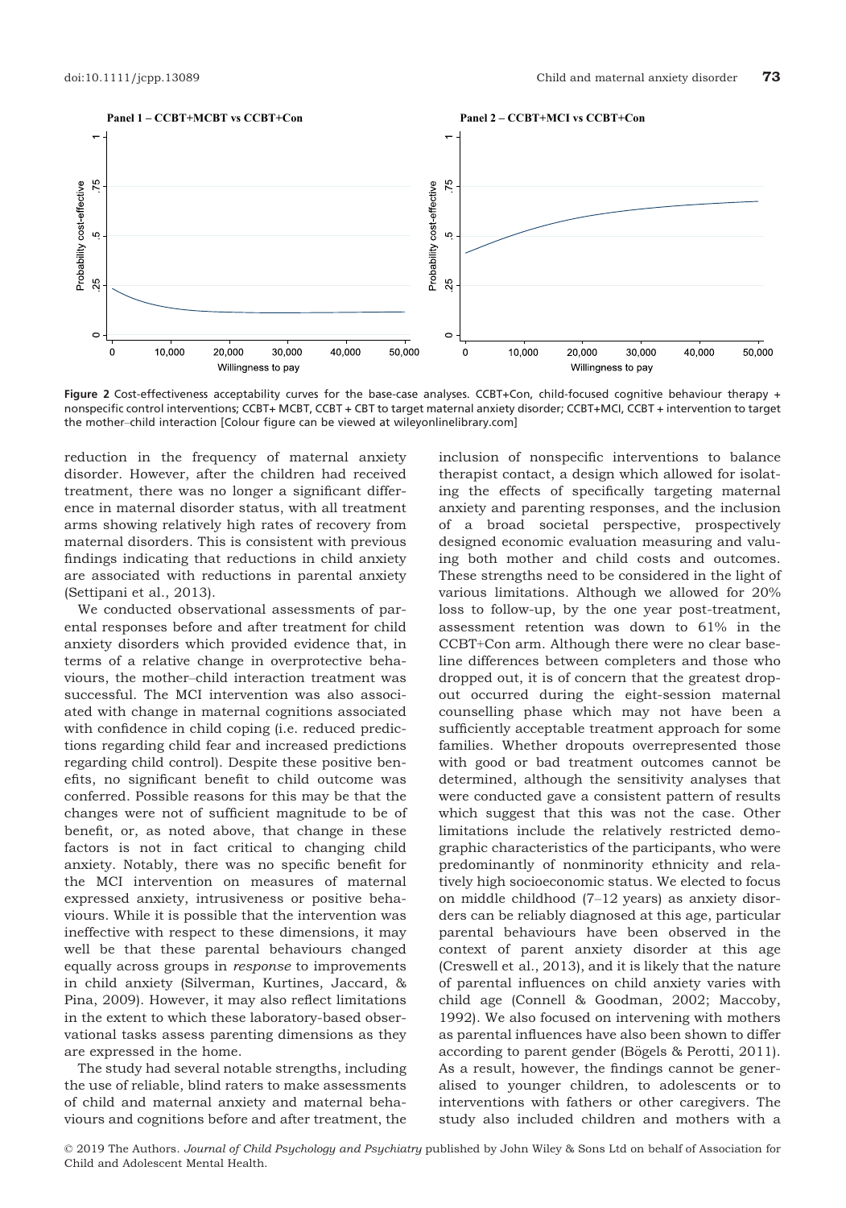Panel 1 – CCBT+MCBT vs CCBT+Con

Probability cost-effective

0 .25 .5 .75 1

0 10,000 20,000 30,000 40,000 50,000

Willingness to pay

Panel 2 – CCBT+MCI vs CCBT+Con

Probability cost-effective

0 .25 .5 .75 1

0 10,000 20,000 30,000 40,000 50,000

Willingness to pay

**Figure 2** Cost-effectiveness acceptability curves for the base-case analyses. CCBT+Con, child-focused cognitive behaviour therapy + nonspecific control interventions; CCBT+ MCBT, CCBT + CBT to target maternal anxiety disorder; CCBT+MCI, CCBT + intervention to target the mother–child interaction [Colour figure can be viewed at wileyonlinelibrary.com]

reduction in the frequency of maternal anxiety disorder. However, after the children had received treatment, there was no longer a significant difference in maternal disorder status, with all treatment arms showing relatively high rates of recovery from maternal disorders. This is consistent with previous findings indicating that reductions in child anxiety are associated with reductions in parental anxiety (Settipani et al., 2013).

We conducted observational assessments of parental responses before and after treatment for child anxiety disorders which provided evidence that, in terms of a relative change in overprotective behaviours, the mother–child interaction treatment was successful. The MCI intervention was also associated with change in maternal cognitions associated with confidence in child coping (i.e. reduced predictions regarding child fear and increased predictions regarding child control). Despite these positive benefits, no significant benefit to child outcome was conferred. Possible reasons for this may be that the changes were not of sufficient magnitude to be of benefit, or, as noted above, that change in these factors is not in fact critical to changing child anxiety. Notably, there was no specific benefit for the MCI intervention on measures of maternal expressed anxiety, intrusiveness or positive behaviours. While it is possible that the intervention was ineffective with respect to these dimensions, it may well be that these parental behaviours changed equally across groups in *response* to improvements in child anxiety (Silverman, Kurtines, Jaccard, & Pina, 2009). However, it may also reflect limitations in the extent to which these laboratory-based observational tasks assess parenting dimensions as they are expressed in the home.

The study had several notable strengths, including the use of reliable, blind raters to make assessments of child and maternal anxiety and maternal behaviours and cognitions before and after treatment, the inclusion of nonspecific interventions to balance therapist contact, a design which allowed for isolating the effects of specifically targeting maternal anxiety and parenting responses, and the inclusion of a broad societal perspective, prospectively designed economic evaluation measuring and valuing both mother and child costs and outcomes. These strengths need to be considered in the light of various limitations. Although we allowed for 20% loss to follow-up, by the one year post-treatment, assessment retention was down to 61% in the CCBT+Con arm. Although there were no clear baseline differences between completers and those who dropped out, it is of concern that the greatest dropout occurred during the eight-session maternal counselling phase which may not have been a sufficiently acceptable treatment approach for some families. Whether dropouts overrepresented those with good or bad treatment outcomes cannot be determined, although the sensitivity analyses that were conducted gave a consistent pattern of results which suggest that this was not the case. Other limitations include the relatively restricted demographic characteristics of the participants, who were predominantly of nonminority ethnicity and relatively high socioeconomic status. We elected to focus on middle childhood (7–12 years) as anxiety disorders can be reliably diagnosed at this age, particular parental behaviours have been observed in the context of parent anxiety disorder at this age (Creswell et al., 2013), and it is likely that the nature of parental influences on child anxiety varies with child age (Connell & Goodman, 2002; Maccoby, 1992). We also focused on intervening with mothers as parental influences have also been shown to differ according to parent gender (Bögels & Perotti, 2011). As a result, however, the findings cannot be generalised to younger children, to adolescents or to interventions with fathers or other caregivers. The study also included children and mothers with a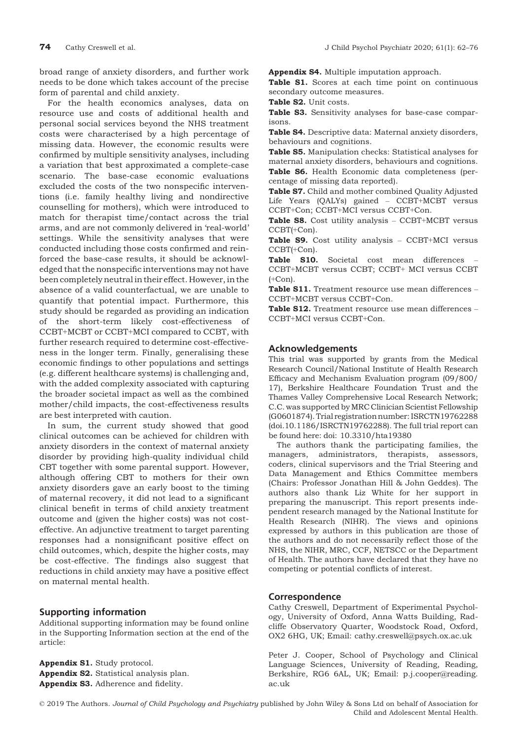broad range of anxiety disorders, and further work needs to be done which takes account of the precise form of parental and child anxiety.

For the health economics analyses, data on resource use and costs of additional health and personal social services beyond the NHS treatment costs were characterised by a high percentage of missing data. However, the economic results were confirmed by multiple sensitivity analyses, including a variation that best approximated a complete-case scenario. The base-case economic evaluations excluded the costs of the two nonspecific interventions (i.e. family healthy living and nondirective counselling for mothers), which were introduced to match for therapist time/contact across the trial arms, and are not commonly delivered in 'real-world' settings. While the sensitivity analyses that were conducted including those costs confirmed and reinforced the base-case results, it should be acknowledged that the nonspecific interventions may not have been completely neutral in their effect. However, in the absence of a valid counterfactual, we are unable to quantify that potential impact. Furthermore, this study should be regarded as providing an indication of the short-term likely cost-effectiveness of CCBT+MCBT or CCBT+MCI compared to CCBT, with further research required to determine cost-effectiveness in the longer term. Finally, generalising these economic findings to other populations and settings (e.g. different healthcare systems) is challenging and, with the added complexity associated with capturing the broader societal impact as well as the combined mother/child impacts, the cost-effectiveness results are best interpreted with caution.

In sum, the current study showed that good clinical outcomes can be achieved for children with anxiety disorders in the context of maternal anxiety disorder by providing high-quality individual child CBT together with some parental support. However, although offering CBT to mothers for their own anxiety disorders gave an early boost to the timing of maternal recovery, it did not lead to a significant clinical benefit in terms of child anxiety treatment outcome and (given the higher costs) was not cost-effective. An adjunctive treatment to target parenting responses had a nonsignificant positive effect on child outcomes, which, despite the higher costs, may be cost-effective. The findings also suggest that reductions in child anxiety may have a positive effect on maternal mental health.

## Supporting information

Additional supporting information may be found online in the Supporting Information section at the end of the article:

**Appendix S1.** Study protocol.
**Appendix S2.** Statistical analysis plan.
**Appendix S3.** Adherence and fidelity.
**Appendix S4.** Multiple imputation approach.
**Table S1.** Scores at each time point on continuous secondary outcome measures.
**Table S2.** Unit costs.
**Table S3.** Sensitivity analyses for base-case comparisons.
**Table S4.** Descriptive data: Maternal anxiety disorders, behaviours and cognitions.
**Table S5.** Manipulation checks: Statistical analyses for maternal anxiety disorders, behaviours and cognitions.
**Table S6.** Health Economic data completeness (percentage of missing data reported).
**Table S7.** Child and mother combined Quality Adjusted Life Years (QALYs) gained – CCBT+MCBT versus CCBT+Con; CCBT+MCI versus CCBT+Con.
**Table S8.** Cost utility analysis – CCBT+MCBT versus CCBT(+Con).
**Table S9.** Cost utility analysis – CCBT+MCI versus CCBT(+Con).
**Table S10.** Societal cost mean differences – CCBT+MCBT versus CCBT; CCBT+ MCI versus CCBT (+Con).
**Table S11.** Treatment resource use mean differences – CCBT+MCBT versus CCBT+Con.
**Table S12.** Treatment resource use mean differences – CCBT+MCI versus CCBT+Con.

## Acknowledgements

This trial was supported by grants from the Medical Research Council/National Institute of Health Research Efficacy and Mechanism Evaluation program (09/800/17), Berkshire Healthcare Foundation Trust and the Thames Valley Comprehensive Local Research Network; C.C. was supported by MRC Clinician Scientist Fellowship (G0601874). Trial registration number: ISRCTN19762288 (doi.10.1186/ISRCTN19762288). The full trial report can be found here: doi: 10.3310/hta19380

The authors thank the participating families, the managers, administrators, therapists, assessors, coders, clinical supervisors and the Trial Steering and Data Management and Ethics Committee members (Chairs: Professor Jonathan Hill & John Geddes). The authors also thank Liz White for her support in preparing the manuscript. This report presents independent research managed by the National Institute for Health Research (NIHR). The views and opinions expressed by authors in this publication are those of the authors and do not necessarily reflect those of the NHS, the NIHR, MRC, CCF, NETSCC or the Department of Health. The authors have declared that they have no competing or potential conflicts of interest.

## Correspondence

Cathy Creswell, Department of Experimental Psychology, University of Oxford, Anna Watts Building, Radcliffe Observatory Quarter, Woodstock Road, Oxford, OX2 6HG, UK; Email: cathy.creswell@psych.ox.ac.uk

Peter J. Cooper, School of Psychology and Clinical Language Sciences, University of Reading, Reading, Berkshire, RG6 6AL, UK; Email: p.j.cooper@reading.ac.uk

© 2019 The Authors. *Journal of Child Psychology and Psychiatry* published by John Wiley & Sons Ltd on behalf of Association for Child and Adolescent Mental Health.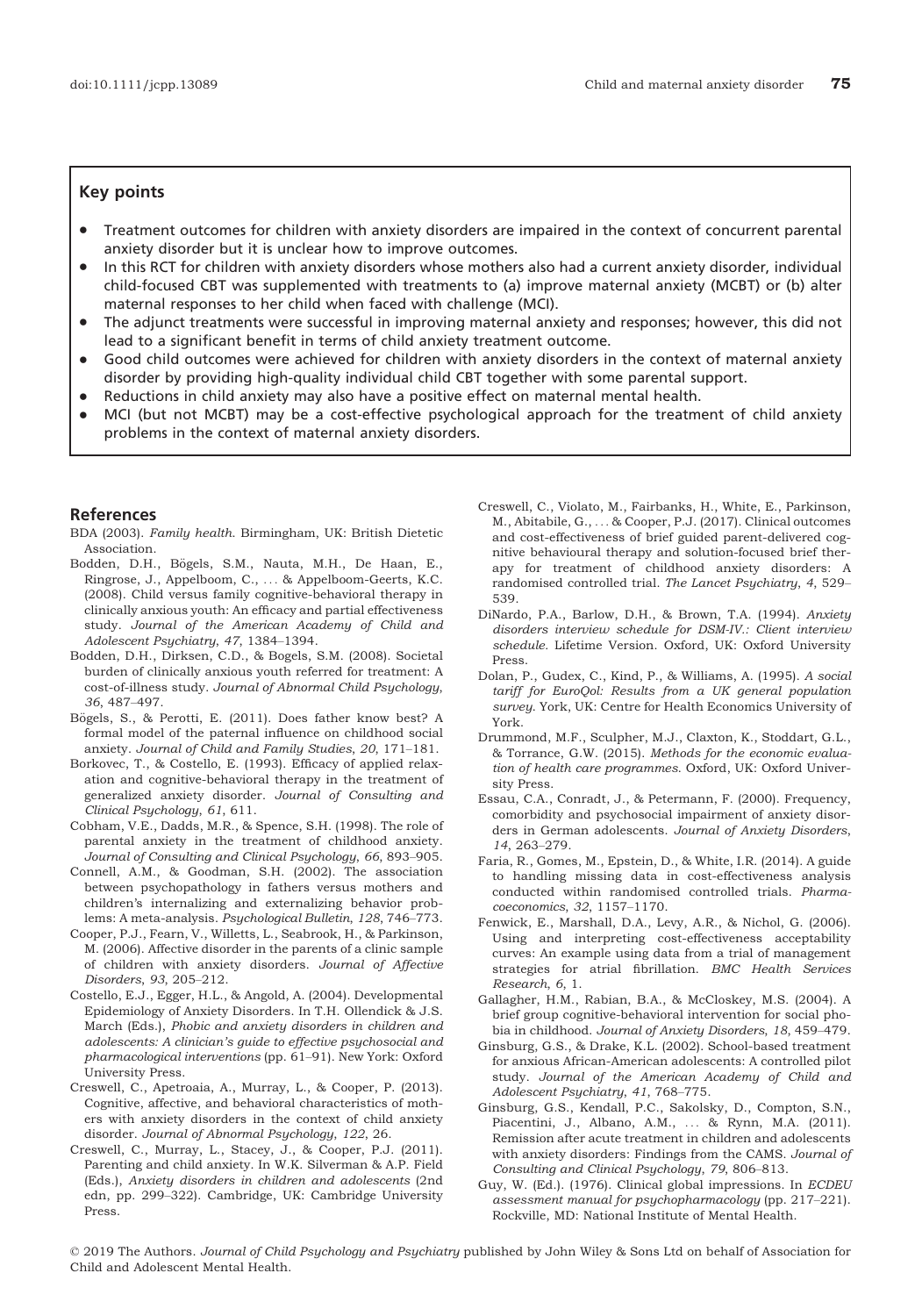## Key points

- Treatment outcomes for children with anxiety disorders are impaired in the context of concurrent parental anxiety disorder but it is unclear how to improve outcomes.
- In this RCT for children with anxiety disorders whose mothers also had a current anxiety disorder, individual child-focused CBT was supplemented with treatments to (a) improve maternal anxiety (MCBT) or (b) alter maternal responses to her child when faced with challenge (MCI).
- The adjunct treatments were successful in improving maternal anxiety and responses; however, this did not lead to a significant benefit in terms of child anxiety treatment outcome.
- Good child outcomes were achieved for children with anxiety disorders in the context of maternal anxiety disorder by providing high-quality individual child CBT together with some parental support.
- Reductions in child anxiety may also have a positive effect on maternal mental health.
- MCI (but not MCBT) may be a cost-effective psychological approach for the treatment of child anxiety problems in the context of maternal anxiety disorders.

## References

BDA (2003). *Family health*. Birmingham, UK: British Dietetic Association.

Bodden, D.H., Bögels, S.M., Nauta, M.H., De Haan, E., Ringrose, J., Appelboom, C., ... & Appelboom-Geerts, K.C. (2008). Child versus family cognitive-behavioral therapy in clinically anxious youth: An efficacy and partial effectiveness study. *Journal of the American Academy of Child and Adolescent Psychiatry*, *47*, 1384–1394.

Bodden, D.H., Dirksen, C.D., & Bogels, S.M. (2008). Societal burden of clinically anxious youth referred for treatment: A cost-of-illness study. *Journal of Abnormal Child Psychology*, *36*, 487–497.

Bögels, S., & Perotti, E. (2011). Does father know best? A formal model of the paternal influence on childhood social anxiety. *Journal of Child and Family Studies*, *20*, 171–181.

Borkovec, T., & Costello, E. (1993). Efficacy of applied relaxation and cognitive-behavioral therapy in the treatment of generalized anxiety disorder. *Journal of Consulting and Clinical Psychology*, *61*, 611.

Cobham, V.E., Dadds, M.R., & Spence, S.H. (1998). The role of parental anxiety in the treatment of childhood anxiety. *Journal of Consulting and Clinical Psychology*, *66*, 893–905.

Connell, A.M., & Goodman, S.H. (2002). The association between psychopathology in fathers versus mothers and children's internalizing and externalizing behavior problems: A meta-analysis. *Psychological Bulletin*, *128*, 746–773.

Cooper, P.J., Fearn, V., Willetts, L., Seabrook, H., & Parkinson, M. (2006). Affective disorder in the parents of a clinic sample of children with anxiety disorders. *Journal of Affective Disorders*, *93*, 205–212.

Costello, E.J., Egger, H.L., & Angold, A. (2004). Developmental Epidemiology of Anxiety Disorders. In T.H. Ollendick & J.S. March (Eds.), *Phobic and anxiety disorders in children and adolescents: A clinician's guide to effective psychosocial and pharmacological interventions* (pp. 61–91). New York: Oxford University Press.

Creswell, C., Apetroaia, A., Murray, L., & Cooper, P. (2013). Cognitive, affective, and behavioral characteristics of mothers with anxiety disorders in the context of child anxiety disorder. *Journal of Abnormal Psychology*, *122*, 26.

Creswell, C., Murray, L., Stacey, J., & Cooper, P.J. (2011). Parenting and child anxiety. In W.K. Silverman & A.P. Field (Eds.), *Anxiety disorders in children and adolescents* (2nd edn, pp. 299–322). Cambridge, UK: Cambridge University Press.

Creswell, C., Violato, M., Fairbanks, H., White, E., Parkinson, M., Abitabile, G., ... & Cooper, P.J. (2017). Clinical outcomes and cost-effectiveness of brief guided parent-delivered cognitive behavioural therapy and solution-focused brief therapy for treatment of childhood anxiety disorders: A randomised controlled trial. *The Lancet Psychiatry*, *4*, 529–539.

DiNardo, P.A., Barlow, D.H., & Brown, T.A. (1994). *Anxiety disorders interview schedule for DSM-IV.: Client interview schedule*. Lifetime Version. Oxford, UK: Oxford University Press.

Dolan, P., Gudex, C., Kind, P., & Williams, A. (1995). *A social tariff for EuroQol: Results from a UK general population survey*. York, UK: Centre for Health Economics University of York.

Drummond, M.F., Sculpher, M.J., Claxton, K., Stoddart, G.L., & Torrance, G.W. (2015). *Methods for the economic evaluation of health care programmes*. Oxford, UK: Oxford University Press.

Essau, C.A., Conradt, J., & Petermann, F. (2000). Frequency, comorbidity and psychosocial impairment of anxiety disorders in German adolescents. *Journal of Anxiety Disorders*, *14*, 263–279.

Faria, R., Gomes, M., Epstein, D., & White, I.R. (2014). A guide to handling missing data in cost-effectiveness analysis conducted within randomised controlled trials. *Pharmacoeconomics*, *32*, 1157–1170.

Fenwick, E., Marshall, D.A., Levy, A.R., & Nichol, G. (2006). Using and interpreting cost-effectiveness acceptability curves: An example using data from a trial of management strategies for atrial fibrillation. *BMC Health Services Research*, *6*, 1.

Gallagher, H.M., Rabian, B.A., & McCloskey, M.S. (2004). A brief group cognitive-behavioral intervention for social phobia in childhood. *Journal of Anxiety Disorders*, *18*, 459–479.

Ginsburg, G.S., & Drake, K.L. (2002). School-based treatment for anxious African-American adolescents: A controlled pilot study. *Journal of the American Academy of Child and Adolescent Psychiatry*, *41*, 768–775.

Ginsburg, G.S., Kendall, P.C., Sakolsky, D., Compton, S.N., Piacentini, J., Albano, A.M., ... & Rynn, M.A. (2011). Remission after acute treatment in children and adolescents with anxiety disorders: Findings from the CAMS. *Journal of Consulting and Clinical Psychology*, *79*, 806–813.

Guy, W. (Ed.). (1976). Clinical global impressions. In *ECDEU assessment manual for psychopharmacology* (pp. 217–221). Rockville, MD: National Institute of Mental Health.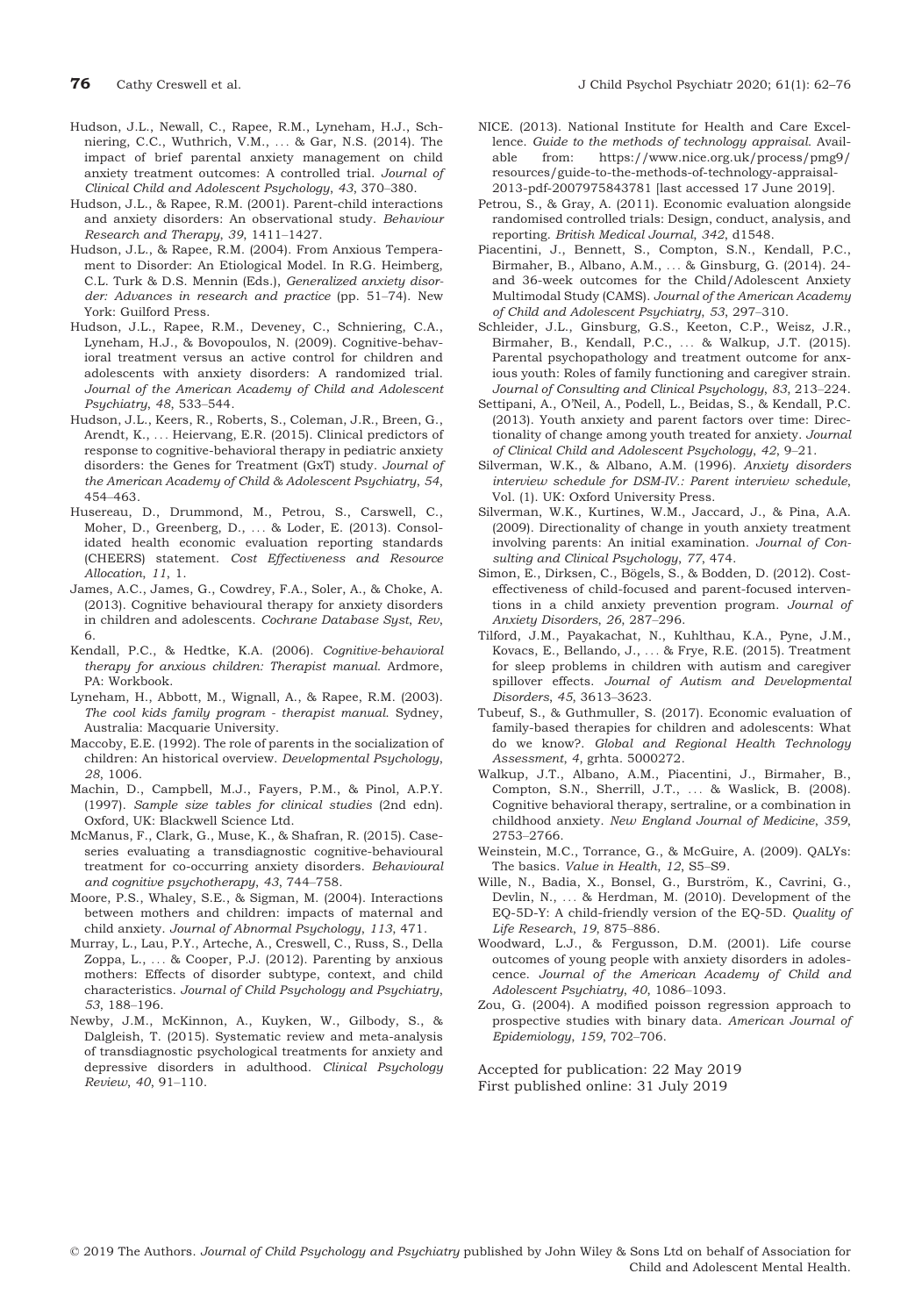Hudson, J.L., Newall, C., Rapee, R.M., Lyneham, H.J., Schniering, C.C., Wuthrich, V.M., ... & Gar, N.S. (2014). The impact of brief parental anxiety management on child anxiety treatment outcomes: A controlled trial. *Journal of Clinical Child and Adolescent Psychology*, *43*, 370–380.

Hudson, J.L., & Rapee, R.M. (2001). Parent-child interactions and anxiety disorders: An observational study. *Behaviour Research and Therapy*, *39*, 1411–1427.

Hudson, J.L., & Rapee, R.M. (2004). From Anxious Temperament to Disorder: An Etiological Model. In R.G. Heimberg, C.L. Turk & D.S. Mennin (Eds.), *Generalized anxiety disorder: Advances in research and practice* (pp. 51–74). New York: Guilford Press.

Hudson, J.L., Rapee, R.M., Deveney, C., Schniering, C.A., Lyneham, H.J., & Bovopoulos, N. (2009). Cognitive-behavioral treatment versus an active control for children and adolescents with anxiety disorders: A randomized trial. *Journal of the American Academy of Child and Adolescent Psychiatry*, *48*, 533–544.

Hudson, J.L., Keers, R., Roberts, S., Coleman, J.R., Breen, G., Arendt, K., ... Heiervang, E.R. (2015). Clinical predictors of response to cognitive-behavioral therapy in pediatric anxiety disorders: the Genes for Treatment (GxT) study. *Journal of the American Academy of Child & Adolescent Psychiatry*, *54*, 454–463.

Husereau, D., Drummond, M., Petrou, S., Carswell, C., Moher, D., Greenberg, D., ... & Loder, E. (2013). Consolidated health economic evaluation reporting standards (CHEERS) statement. *Cost Effectiveness and Resource Allocation*, *11*, 1.

James, A.C., James, G., Cowdrey, F.A., Soler, A., & Choke, A. (2013). Cognitive behavioural therapy for anxiety disorders in children and adolescents. *Cochrane Database Syst, Rev*, 6.

Kendall, P.C., & Hedtke, K.A. (2006). *Cognitive-behavioral therapy for anxious children: Therapist manual*. Ardmore, PA: Workbook.

Lyneham, H.J., Abbott, M., Wignall, A., & Rapee, R.M. (2003). *The cool kids family program - therapist manual*. Sydney, Australia: Macquarie University.

Maccoby, E.E. (1992). The role of parents in the socialization of children: An historical overview. *Developmental Psychology*, *28*, 1006.

Machin, D., Campbell, M.J., Fayers, P.M., & Pinol, A.P.Y. (1997). *Sample size tables for clinical studies* (2nd edn). Oxford, UK: Blackwell Science Ltd.

McManus, F., Clark, G., Muse, K., & Shafran, R. (2015). Case-series evaluating a transdiagnostic cognitive-behavioural treatment for co-occurring anxiety disorders. *Behavioural and cognitive psychotherapy*, *43*, 744–758.

Moore, P.S., Whaley, S.E., & Sigman, M. (2004). Interactions between mothers and children: impacts of maternal and child anxiety. *Journal of Abnormal Psychology*, *113*, 471.

Murray, L., Lau, P.Y., Arteche, A., Creswell, C., Russ, S., Della Zoppa, L., ... & Cooper, P.J. (2012). Parenting by anxious mothers: Effects of disorder subtype, context, and child characteristics. *Journal of Child Psychology and Psychiatry*, *53*, 188–196.

Newby, J.M., McKinnon, A., Kuyken, W., Gilbody, S., & Dalgleish, T. (2015). Systematic review and meta-analysis of transdiagnostic psychological treatments for anxiety and depressive disorders in adulthood. *Clinical Psychology Review*, *40*, 91–110.

NICE. (2013). National Institute for Health and Care Excellence. *Guide to the methods of technology appraisal*. Available from: https://www.nice.org.uk/process/pmg9/resources/guide-to-the-methods-of-technology-appraisal-2013-pdf-2007975843781 [last accessed 17 June 2019].

Petrou, S., & Gray, A. (2011). Economic evaluation alongside randomised controlled trials: Design, conduct, analysis, and reporting. *British Medical Journal*, *342*, d1548.

Piacentini, J., Bennett, S., Compton, S.N., Kendall, P.C., Birmaher, B., Albano, A.M., ... & Ginsburg, G. (2014). 24- and 36-week outcomes for the Child/Adolescent Anxiety Multimodal Study (CAMS). *Journal of the American Academy of Child and Adolescent Psychiatry*, *53*, 297–310.

Schleider, J.L., Ginsburg, G.S., Keeton, C.P., Weisz, J.R., Birmaher, B., Kendall, P.C., ... & Walkup, J.T. (2015). Parental psychopathology and treatment outcome for anxious youth: Roles of family functioning and caregiver strain. *Journal of Consulting and Clinical Psychology*, *83*, 213–224.

Settipani, A., O'Neil, A., Podell, L., Beidas, S., & Kendall, P.C. (2013). Youth anxiety and parent factors over time: Directionality of change among youth treated for anxiety. *Journal of Clinical Child and Adolescent Psychology*, *42*, 9–21.

Silverman, W.K., & Albano, A.M. (1996). *Anxiety disorders interview schedule for DSM-IV.: Parent interview schedule*, Vol. (1). UK: Oxford University Press.

Silverman, W.K., Kurtines, W.M., Jaccard, J., & Pina, A.A. (2009). Directionality of change in youth anxiety treatment involving parents: An initial examination. *Journal of Consulting and Clinical Psychology*, *77*, 474.

Simon, E., Dirksen, C., Bögels, S., & Bodden, D. (2012). Cost-effectiveness of child-focused and parent-focused interventions in a child anxiety prevention program. *Journal of Anxiety Disorders*, *26*, 287–296.

Tilford, J.M., Payakachat, N., Kuhlthau, K.A., Pyne, J.M., Kovacs, E., Bellando, J., ... & Frye, R.E. (2015). Treatment for sleep problems in children with autism and caregiver spillover effects. *Journal of Autism and Developmental Disorders*, *45*, 3613–3623.

Tubeuf, S., & Guthmuller, S. (2017). Economic evaluation of family-based therapies for children and adolescents: What do we know?. *Global and Regional Health Technology Assessment*, *4*, grhta. 5000272.

Walkup, J.T., Albano, A.M., Piacentini, J., Birmaher, B., Compton, S.N., Sherrill, J.T., ... & Waslick, B. (2008). Cognitive behavioral therapy, sertraline, or a combination in childhood anxiety. *New England Journal of Medicine*, *359*, 2753–2766.

Weinstein, M.C., Torrance, G., & McGuire, A. (2009). QALYs: The basics. *Value in Health*, *12*, S5–S9.

Wille, N., Badia, X., Bonsel, G., Burström, K., Cavrini, G., Devlin, N., ... & Herdman, M. (2010). Development of the EQ-5D-Y: A child-friendly version of the EQ-5D. *Quality of Life Research*, *19*, 875–886.

Woodward, L.J., & Fergusson, D.M. (2001). Life course outcomes of young people with anxiety disorders in adolescence. *Journal of the American Academy of Child and Adolescent Psychiatry*, *40*, 1086–1093.

Zou, G. (2004). A modified poisson regression approach to prospective studies with binary data. *American Journal of Epidemiology*, *159*, 702–706.

Accepted for publication: 22 May 2019
First published online: 31 July 2019